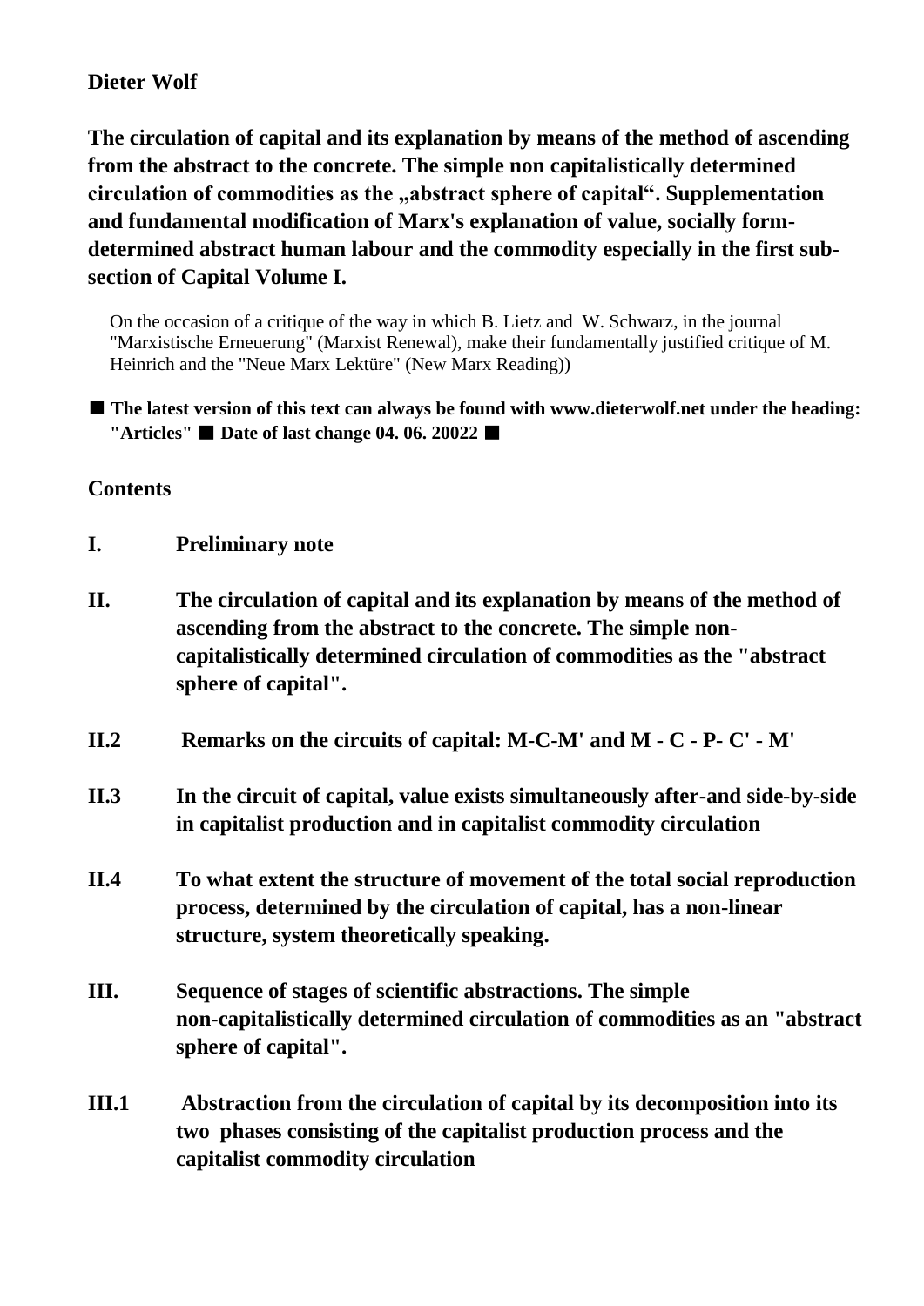**Dieter Wolf**

# The circulation of capital and its explanation by means of the method of ascending from the abstract to the concrete. The simple non capitalistically determined circulation of commodities as the „abstract sphere of capital“. Supplementation and fundamental modification of Marx's explanation of value, socially form-determined abstract human labour and the commodity especially in the first sub-section of Capital Volume I.

On the occasion of a critique of the way in which B. Lietz and W. Schwarz, in the journal "Marxistische Erneuerung" (Marxist Renewal), make their fundamentally justified critique of M. Heinrich and the "Neue Marx Lektüre" (New Marx Reading))

■ **The latest version of this text can always be found with www.dieterwolf.net under the heading: "Articles"** ■ **Date of last change 04. 06. 20022** ■

## Contents

**I.** **Preliminary note**

**II.** **The circulation of capital and its explanation by means of the method of ascending from the abstract to the concrete. The simple non-capitalistically determined circulation of commodities as the "abstract sphere of capital".**

**II.2** **Remarks on the circuits of capital: M-C-M' and M - C - P- C' - M'**

**II.3** **In the circuit of capital, value exists simultaneously after-and side-by-side in capitalist production and in capitalist commodity circulation**

**II.4** **To what extent the structure of movement of the total social reproduction process, determined by the circulation of capital, has a non-linear structure, system theoretically speaking.**

**III.** **Sequence of stages of scientific abstractions. The simple non-capitalistically determined circulation of commodities as an "abstract sphere of capital".**

**III.1** **Abstraction from the circulation of capital by its decomposition into its two phases consisting of the capitalist production process and the capitalist commodity circulation**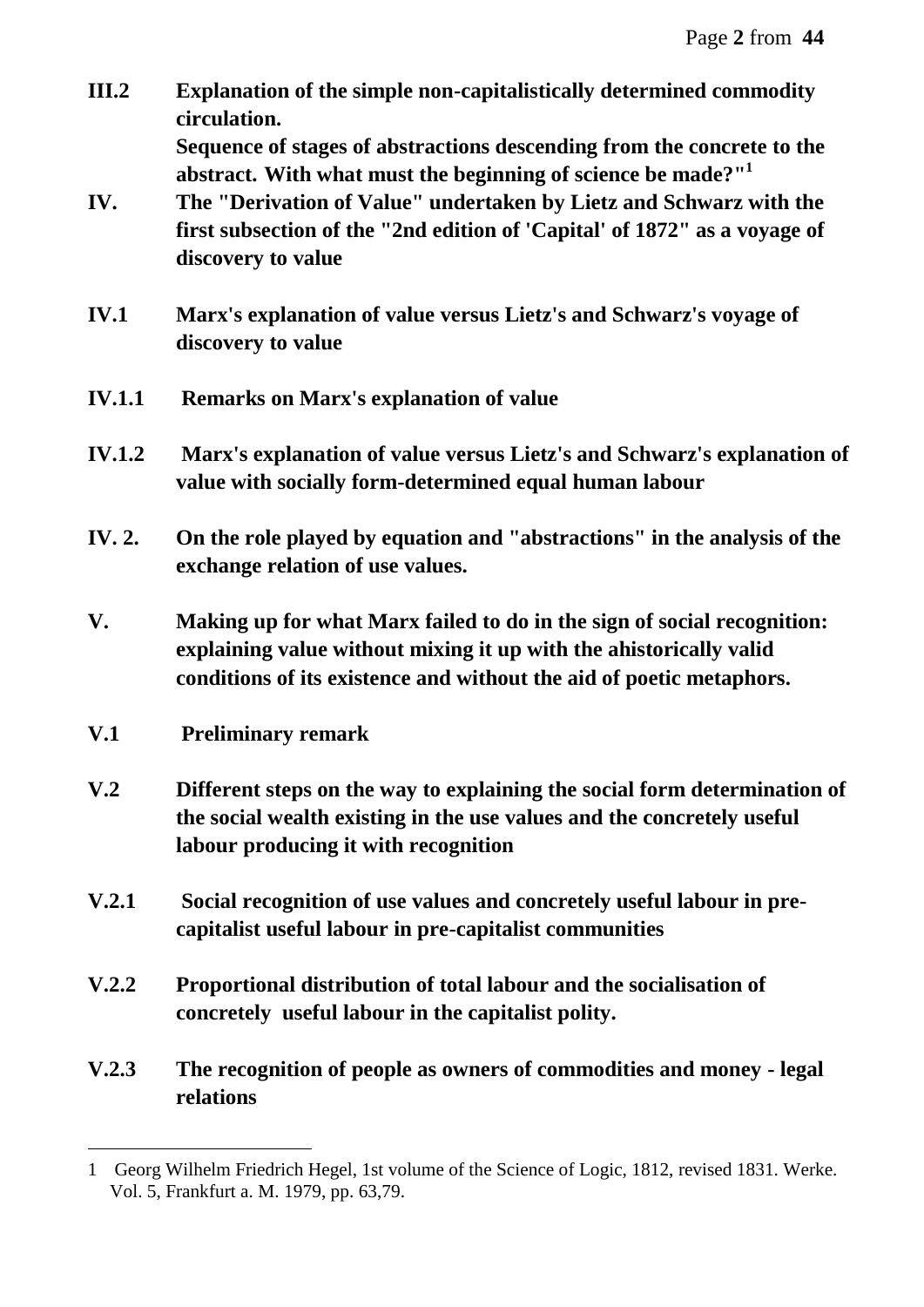**III.2 Explanation of the simple non-capitalistically determined commodity circulation.**
**Sequence of stages of abstractions descending from the concrete to the abstract. With what must the beginning of science be made?"[1]**

**IV. The "Derivation of Value" undertaken by Lietz and Schwarz with the first subsection of the "2nd edition of 'Capital' of 1872" as a voyage of discovery to value**

**IV.1 Marx's explanation of value versus Lietz's and Schwarz's voyage of discovery to value**

**IV.1.1 Remarks on Marx's explanation of value**

**IV.1.2 Marx's explanation of value versus Lietz's and Schwarz's explanation of value with socially form-determined equal human labour**

**IV. 2. On the role played by equation and "abstractions" in the analysis of the exchange relation of use values.**

**V. Making up for what Marx failed to do in the sign of social recognition: explaining value without mixing it up with the ahistorically valid conditions of its existence and without the aid of poetic metaphors.**

**V.1 Preliminary remark**

**V.2 Different steps on the way to explaining the social form determination of the social wealth existing in the use values and the concretely useful labour producing it with recognition**

**V.2.1 Social recognition of use values and concretely useful labour in pre-capitalist useful labour in pre-capitalist communities**

**V.2.2 Proportional distribution of total labour and the socialisation of concretely useful labour in the capitalist polity.**

**V.2.3 The recognition of people as owners of commodities and money - legal relations**

---

1 Georg Wilhelm Friedrich Hegel, 1st volume of the Science of Logic, 1812, revised 1831. Werke. Vol. 5, Frankfurt a. M. 1979, pp. 63,79.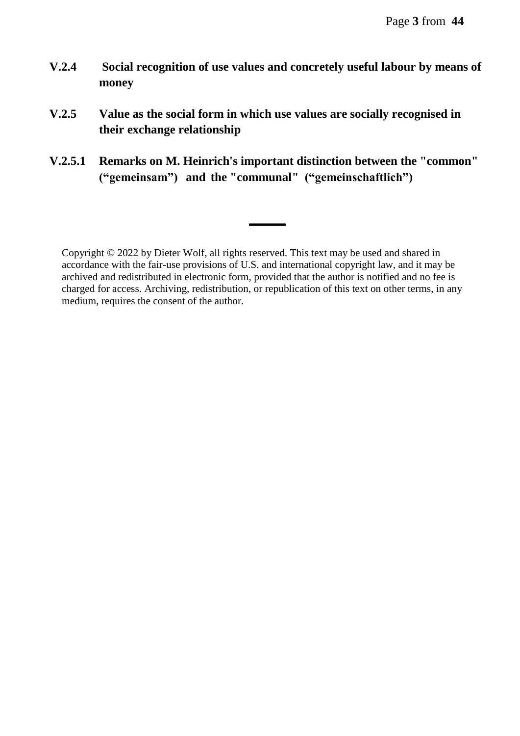**V.2.4 Social recognition of use values and concretely useful labour by means of money**

**V.2.5 Value as the social form in which use values are socially recognised in their exchange relationship**

**V.2.5.1 Remarks on M. Heinrich's important distinction between the "common" ("gemeinsam") and the "communal" ("gemeinschaftlich")**

---

Copyright © 2022 by Dieter Wolf, all rights reserved. This text may be used and shared in accordance with the fair-use provisions of U.S. and international copyright law, and it may be archived and redistributed in electronic form, provided that the author is notified and no fee is charged for access. Archiving, redistribution, or republication of this text on other terms, in any medium, requires the consent of the author.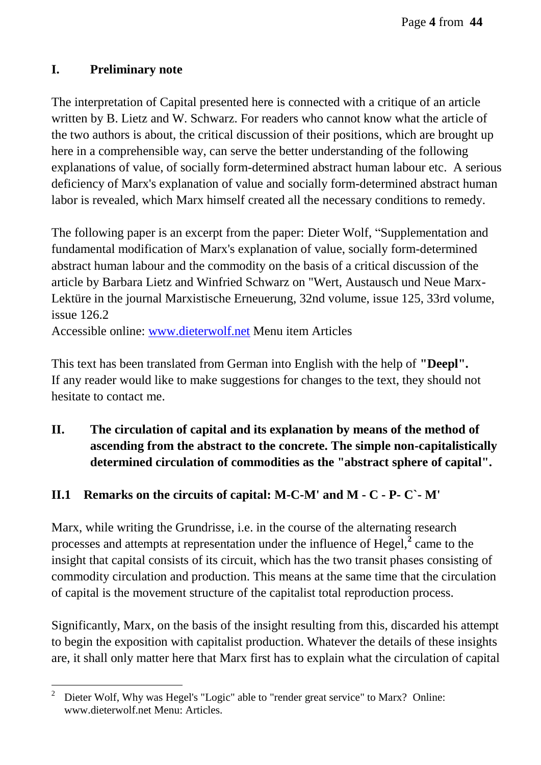## I. Preliminary note

The interpretation of Capital presented here is connected with a critique of an article written by B. Lietz and W. Schwarz. For readers who cannot know what the article of the two authors is about, the critical discussion of their positions, which are brought up here in a comprehensible way, can serve the better understanding of the following explanations of value, of socially form-determined abstract human labour etc. A serious deficiency of Marx's explanation of value and socially form-determined abstract human labor is revealed, which Marx himself created all the necessary conditions to remedy.

The following paper is an excerpt from the paper: Dieter Wolf, "Supplementation and fundamental modification of Marx's explanation of value, socially form-determined abstract human labour and the commodity on the basis of a critical discussion of the article by Barbara Lietz and Winfried Schwarz on "Wert, Austausch und Neue Marx-Lektüre in the journal Marxistische Erneuerung, 32nd volume, issue 125, 33rd volume, issue 126.2
Accessible online: [www.dieterwolf.net](http://www.dieterwolf.net) Menu item Articles

This text has been translated from German into English with the help of **"Deepl".**
If any reader would like to make suggestions for changes to the text, they should not hesitate to contact me.

## II. The circulation of capital and its explanation by means of the method of ascending from the abstract to the concrete. The simple non-capitalistically determined circulation of commodities as the "abstract sphere of capital".

### II.1 Remarks on the circuits of capital: M-C-M' and M - C - P- C`- M'

Marx, while writing the Grundrisse, i.e. in the course of the alternating research processes and attempts at representation under the influence of Hegel,[2] came to the insight that capital consists of its circuit, which has the two transit phases consisting of commodity circulation and production. This means at the same time that the circulation of capital is the movement structure of the capitalist total reproduction process.

Significantly, Marx, on the basis of the insight resulting from this, discarded his attempt to begin the exposition with capitalist production. Whatever the details of these insights are, it shall only matter here that Marx first has to explain what the circulation of capital

---

[2] Dieter Wolf, Why was Hegel's "Logic" able to "render great service" to Marx? Online: www.dieterwolf.net Menu: Articles.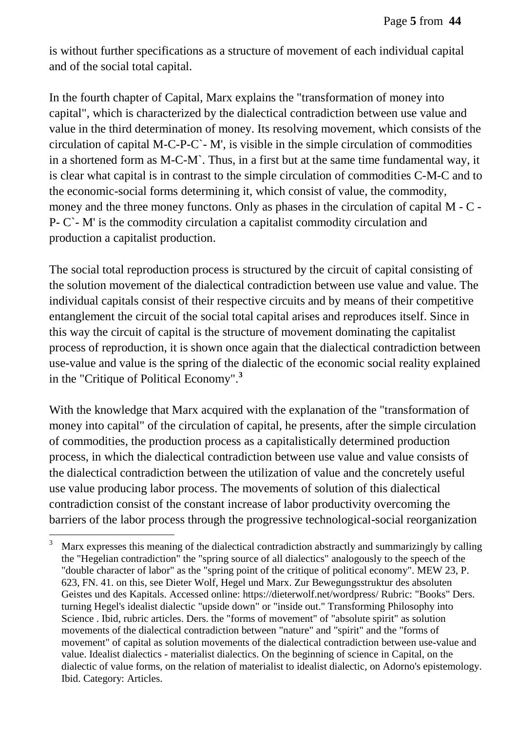is without further specifications as a structure of movement of each individual capital and of the social total capital.

In the fourth chapter of Capital, Marx explains the "transformation of money into capital", which is characterized by the dialectical contradiction between use value and value in the third determination of money. Its resolving movement, which consists of the circulation of capital M-C-P-C`- M', is visible in the simple circulation of commodities in a shortened form as M-C-M`. Thus, in a first but at the same time fundamental way, it is clear what capital is in contrast to the simple circulation of commodities C-M-C and to the economic-social forms determining it, which consist of value, the commodity, money and the three money functons. Only as phases in the circulation of capital M - C - P- C`- M' is the commodity circulation a capitalist commodity circulation and production a capitalist production.

The social total reproduction process is structured by the circuit of capital consisting of the solution movement of the dialectical contradiction between use value and value. The individual capitals consist of their respective circuits and by means of their competitive entanglement the circuit of the social total capital arises and reproduces itself. Since in this way the circuit of capital is the structure of movement dominating the capitalist process of reproduction, it is shown once again that the dialectical contradiction between use-value and value is the spring of the dialectic of the economic social reality explained in the "Critique of Political Economy".[3]

With the knowledge that Marx acquired with the explanation of the "transformation of money into capital" of the circulation of capital, he presents, after the simple circulation of commodities, the production process as a capitalistically determined production process, in which the dialectical contradiction between use value and value consists of the dialectical contradiction between the utilization of value and the concretely useful use value producing labor process. The movements of solution of this dialectical contradiction consist of the constant increase of labor productivity overcoming the barriers of the labor process through the progressive technological-social reorganization

---

[3] Marx expresses this meaning of the dialectical contradiction abstractly and summarizingly by calling the "Hegelian contradiction" the "spring source of all dialectics" analogously to the speech of the "double character of labor" as the "spring point of the critique of political economy". MEW 23, P. 623, FN. 41. on this, see Dieter Wolf, Hegel und Marx. Zur Bewegungsstruktur des absoluten Geistes und des Kapitals. Accessed online: https://dieterwolf.net/wordpress/ Rubric: "Books" Ders. turning Hegel's idealist dialectic "upside down" or "inside out." Transforming Philosophy into Science . Ibid, rubric articles. Ders. the "forms of movement" of "absolute spirit" as solution movements of the dialectical contradiction between "nature" and "spirit" and the "forms of movement" of capital as solution movements of the dialectical contradiction between use-value and value. Idealist dialectics - materialist dialectics. On the beginning of science in Capital, on the dialectic of value forms, on the relation of materialist to idealist dialectic, on Adorno's epistemology. Ibid. Category: Articles.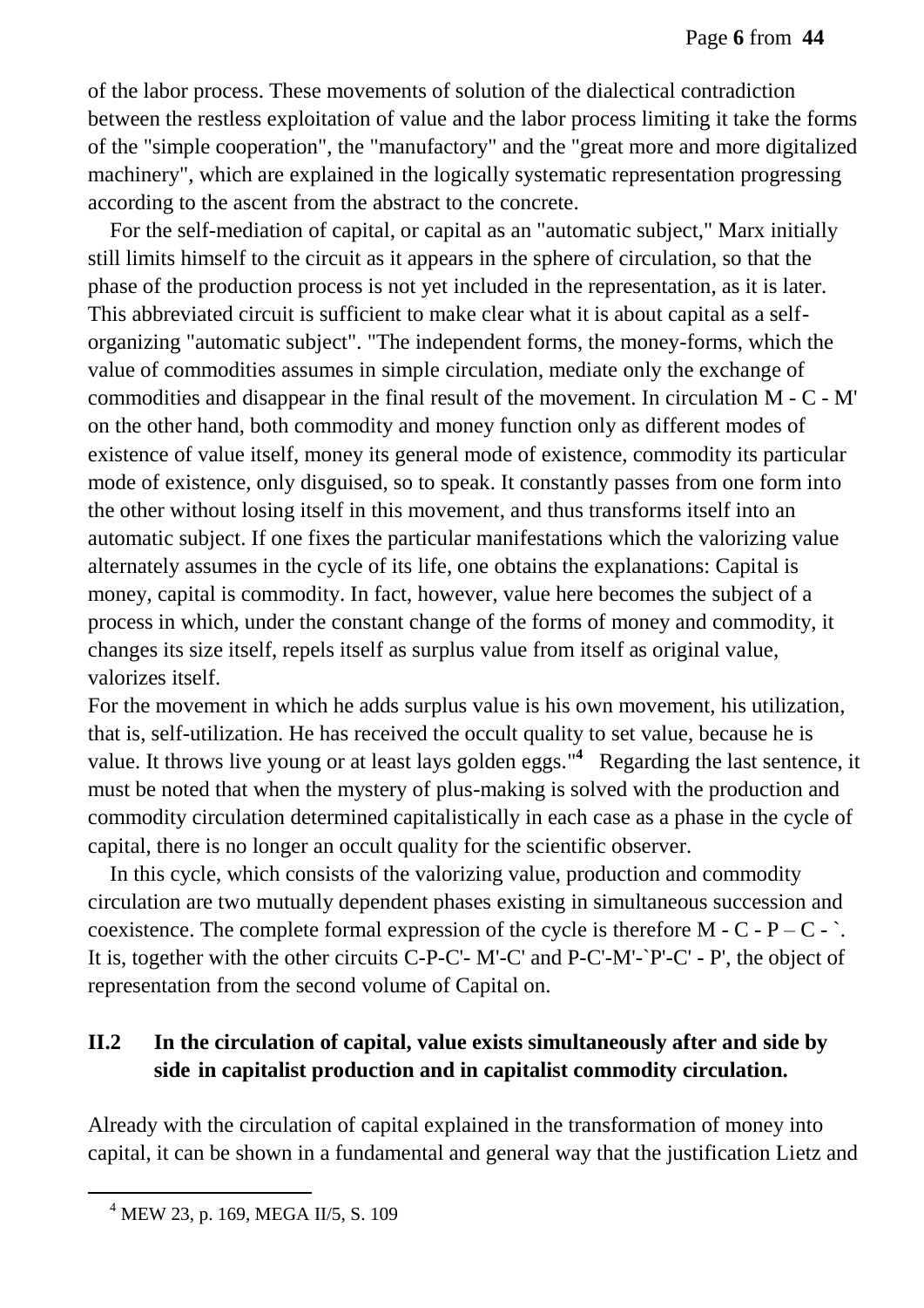of the labor process. These movements of solution of the dialectical contradiction between the restless exploitation of value and the labor process limiting it take the forms of the "simple cooperation", the "manufactory" and the "great more and more digitalized machinery", which are explained in the logically systematic representation progressing according to the ascent from the abstract to the concrete.

For the self-mediation of capital, or capital as an "automatic subject," Marx initially still limits himself to the circuit as it appears in the sphere of circulation, so that the phase of the production process is not yet included in the representation, as it is later. This abbreviated circuit is sufficient to make clear what it is about capital as a self-organizing "automatic subject". "The independent forms, the money-forms, which the value of commodities assumes in simple circulation, mediate only the exchange of commodities and disappear in the final result of the movement. In circulation M - C - M' on the other hand, both commodity and money function only as different modes of existence of value itself, money its general mode of existence, commodity its particular mode of existence, only disguised, so to speak. It constantly passes from one form into the other without losing itself in this movement, and thus transforms itself into an automatic subject. If one fixes the particular manifestations which the valorizing value alternately assumes in the cycle of its life, one obtains the explanations: Capital is money, capital is commodity. In fact, however, value here becomes the subject of a process in which, under the constant change of the forms of money and commodity, it changes its size itself, repels itself as surplus value from itself as original value, valorizes itself.
For the movement in which he adds surplus value is his own movement, his utilization, that is, self-utilization. He has received the occult quality to set value, because he is value. It throws live young or at least lays golden eggs."[4] Regarding the last sentence, it must be noted that when the mystery of plus-making is solved with the production and commodity circulation determined capitalistically in each case as a phase in the cycle of capital, there is no longer an occult quality for the scientific observer.

In this cycle, which consists of the valorizing value, production and commodity circulation are two mutually dependent phases existing in simultaneous succession and coexistence. The complete formal expression of the cycle is therefore M - C - P – C - `. It is, together with the other circuits C-P-C'- M'-C' and P-C'-M'-`P'-C' - P', the object of representation from the second volume of Capital on.

## II.2 In the circulation of capital, value exists simultaneously after and side by side in capitalist production and in capitalist commodity circulation.

Already with the circulation of capital explained in the transformation of money into capital, it can be shown in a fundamental and general way that the justification Lietz and

[4] MEW 23, p. 169, MEGA II/5, S. 109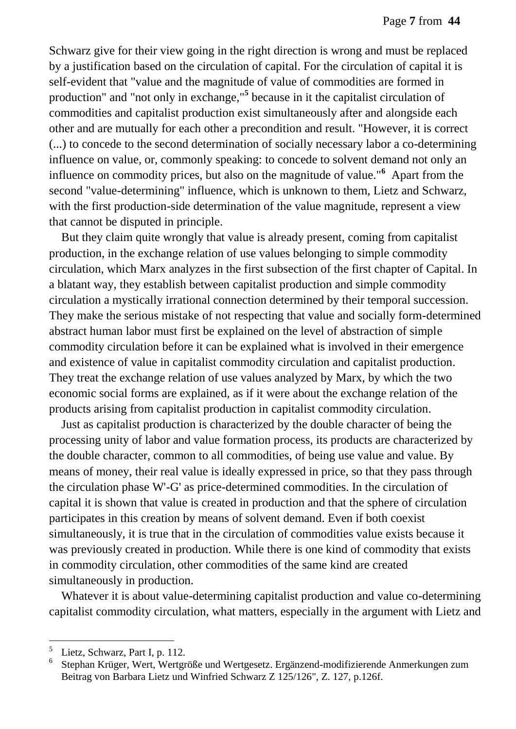Schwarz give for their view going in the right direction is wrong and must be replaced by a justification based on the circulation of capital. For the circulation of capital it is self-evident that "value and the magnitude of value of commodities are formed in production" and "not only in exchange,"[5] because in it the capitalist circulation of commodities and capitalist production exist simultaneously after and alongside each other and are mutually for each other a precondition and result. "However, it is correct (...) to concede to the second determination of socially necessary labor a co-determining influence on value, or, commonly speaking: to concede to solvent demand not only an influence on commodity prices, but also on the magnitude of value."[6] Apart from the second "value-determining" influence, which is unknown to them, Lietz and Schwarz, with the first production-side determination of the value magnitude, represent a view that cannot be disputed in principle.

But they claim quite wrongly that value is already present, coming from capitalist production, in the exchange relation of use values belonging to simple commodity circulation, which Marx analyzes in the first subsection of the first chapter of Capital. In a blatant way, they establish between capitalist production and simple commodity circulation a mystically irrational connection determined by their temporal succession. They make the serious mistake of not respecting that value and socially form-determined abstract human labor must first be explained on the level of abstraction of simple commodity circulation before it can be explained what is involved in their emergence and existence of value in capitalist commodity circulation and capitalist production. They treat the exchange relation of use values analyzed by Marx, by which the two economic social forms are explained, as if it were about the exchange relation of the products arising from capitalist production in capitalist commodity circulation.

Just as capitalist production is characterized by the double character of being the processing unity of labor and value formation process, its products are characterized by the double character, common to all commodities, of being use value and value. By means of money, their real value is ideally expressed in price, so that they pass through the circulation phase W'-G' as price-determined commodities. In the circulation of capital it is shown that value is created in production and that the sphere of circulation participates in this creation by means of solvent demand. Even if both coexist simultaneously, it is true that in the circulation of commodities value exists because it was previously created in production. While there is one kind of commodity that exists in commodity circulation, other commodities of the same kind are created simultaneously in production.

Whatever it is about value-determining capitalist production and value co-determining capitalist commodity circulation, what matters, especially in the argument with Lietz and

---

[5] Lietz, Schwarz, Part I, p. 112.

[6] Stephan Krüger, Wert, Wertgröße und Wertgesetz. Ergänzend-modifizierende Anmerkungen zum Beitrag von Barbara Lietz und Winfried Schwarz Z 125/126", Z. 127, p.126f.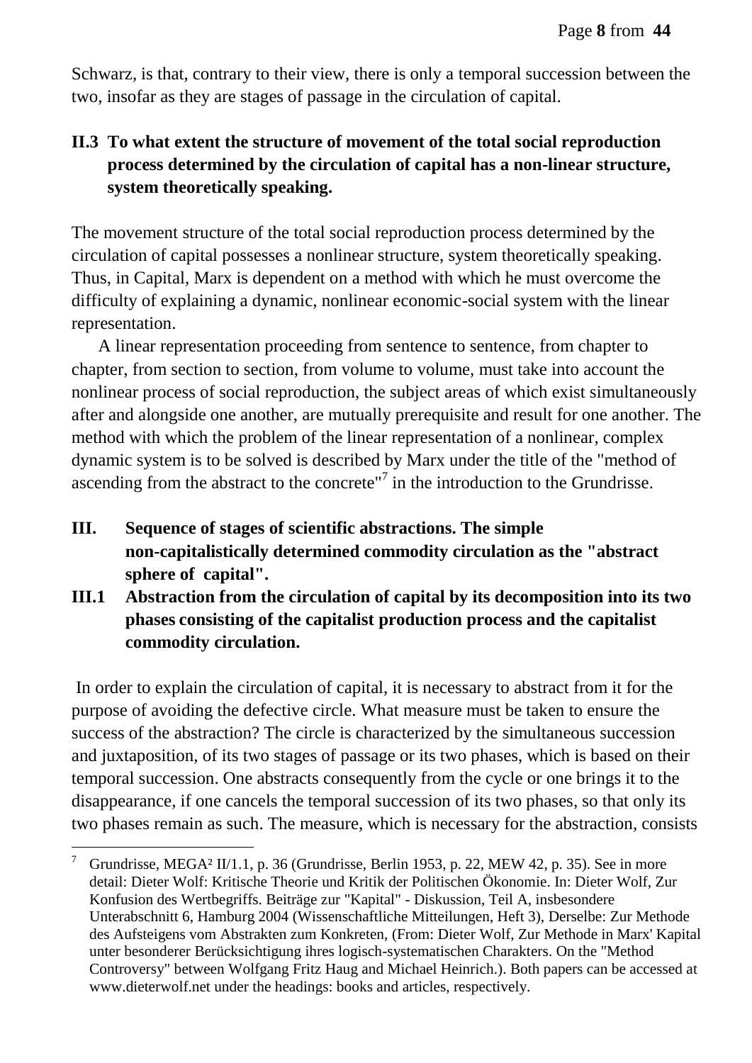Schwarz, is that, contrary to their view, there is only a temporal succession between the two, insofar as they are stages of passage in the circulation of capital.

## II.3 To what extent the structure of movement of the total social reproduction process determined by the circulation of capital has a non-linear structure, system theoretically speaking.

The movement structure of the total social reproduction process determined by the circulation of capital possesses a nonlinear structure, system theoretically speaking. Thus, in Capital, Marx is dependent on a method with which he must overcome the difficulty of explaining a dynamic, nonlinear economic-social system with the linear representation.

A linear representation proceeding from sentence to sentence, from chapter to chapter, from section to section, from volume to volume, must take into account the nonlinear process of social reproduction, the subject areas of which exist simultaneously after and alongside one another, are mutually prerequisite and result for one another. The method with which the problem of the linear representation of a nonlinear, complex dynamic system is to be solved is described by Marx under the title of the "method of ascending from the abstract to the concrete"[7] in the introduction to the Grundrisse.

# III. Sequence of stages of scientific abstractions. The simple non-capitalistically determined commodity circulation as the "abstract sphere of capital".

## III.1 Abstraction from the circulation of capital by its decomposition into its two phases consisting of the capitalist production process and the capitalist commodity circulation.

In order to explain the circulation of capital, it is necessary to abstract from it for the purpose of avoiding the defective circle. What measure must be taken to ensure the success of the abstraction? The circle is characterized by the simultaneous succession and juxtaposition, of its two stages of passage or its two phases, which is based on their temporal succession. One abstracts consequently from the cycle or one brings it to the disappearance, if one cancels the temporal succession of its two phases, so that only its two phases remain as such. The measure, which is necessary for the abstraction, consists

---

[7] Grundrisse, MEGA² II/1.1, p. 36 (Grundrisse, Berlin 1953, p. 22, MEW 42, p. 35). See in more detail: Dieter Wolf: Kritische Theorie und Kritik der Politischen Ökonomie. In: Dieter Wolf, Zur Konfusion des Wertbegriffs. Beiträge zur "Kapital" - Diskussion, Teil A, insbesondere Unterabschnitt 6, Hamburg 2004 (Wissenschaftliche Mitteilungen, Heft 3), Derselbe: Zur Methode des Aufsteigens vom Abstrakten zum Konkreten, (From: Dieter Wolf, Zur Methode in Marx' Kapital unter besonderer Berücksichtigung ihres logisch-systematischen Charakters. On the "Method Controversy" between Wolfgang Fritz Haug and Michael Heinrich.). Both papers can be accessed at www.dieterwolf.net under the headings: books and articles, respectively.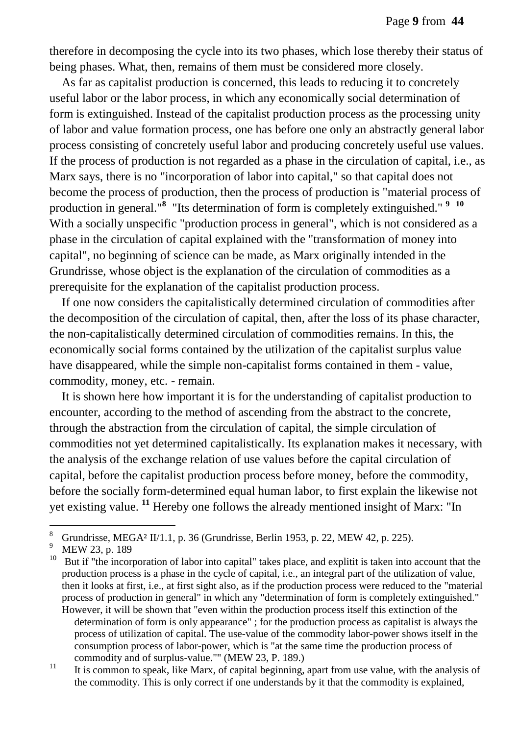therefore in decomposing the cycle into its two phases, which lose thereby their status of being phases. What, then, remains of them must be considered more closely.

As far as capitalist production is concerned, this leads to reducing it to concretely useful labor or the labor process, in which any economically social determination of form is extinguished. Instead of the capitalist production process as the processing unity of labor and value formation process, one has before one only an abstractly general labor process consisting of concretely useful labor and producing concretely useful use values. If the process of production is not regarded as a phase in the circulation of capital, i.e., as Marx says, there is no "incorporation of labor into capital," so that capital does not become the process of production, then the process of production is "material process of production in general."[8] "Its determination of form is completely extinguished." [9] [10] With a socially unspecific "production process in general", which is not considered as a phase in the circulation of capital explained with the "transformation of money into capital", no beginning of science can be made, as Marx originally intended in the Grundrisse, whose object is the explanation of the circulation of commodities as a prerequisite for the explanation of the capitalist production process.

If one now considers the capitalistically determined circulation of commodities after the decomposition of the circulation of capital, then, after the loss of its phase character, the non-capitalistically determined circulation of commodities remains. In this, the economically social forms contained by the utilization of the capitalist surplus value have disappeared, while the simple non-capitalist forms contained in them - value, commodity, money, etc. - remain.

It is shown here how important it is for the understanding of capitalist production to encounter, according to the method of ascending from the abstract to the concrete, through the abstraction from the circulation of capital, the simple circulation of commodities not yet determined capitalistically. Its explanation makes it necessary, with the analysis of the exchange relation of use values before the capital circulation of capital, before the capitalist production process before money, before the commodity, before the socially form-determined equal human labor, to first explain the likewise not yet existing value. [11] Hereby one follows the already mentioned insight of Marx: "In

---

[8] Grundrisse, MEGA² II/1.1, p. 36 (Grundrisse, Berlin 1953, p. 22, MEW 42, p. 225).

[9] MEW 23, p. 189

[10] But if "the incorporation of labor into capital" takes place, and explitit is taken into account that the production process is a phase in the cycle of capital, i.e., an integral part of the utilization of value, then it looks at first, i.e., at first sight also, as if the production process were reduced to the "material process of production in general" in which any "determination of form is completely extinguished." However, it will be shown that "even within the production process itself this extinction of the determination of form is only appearance" ; for the production process as capitalist is always the process of utilization of capital. The use-value of the commodity labor-power shows itself in the consumption process of labor-power, which is "at the same time the production process of commodity and of surplus-value."" (MEW 23, P. 189.)

[11] It is common to speak, like Marx, of capital beginning, apart from use value, with the analysis of the commodity. This is only correct if one understands by it that the commodity is explained,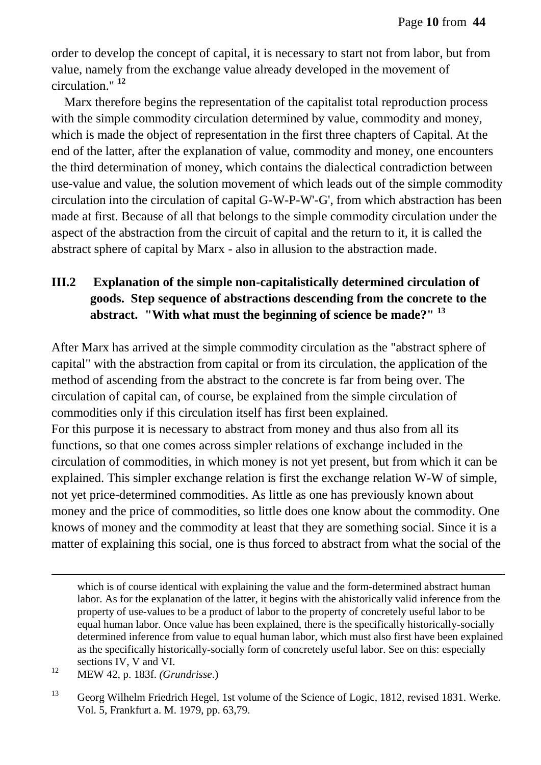order to develop the concept of capital, it is necessary to start not from labor, but from value, namely from the exchange value already developed in the movement of circulation." [12]

Marx therefore begins the representation of the capitalist total reproduction process with the simple commodity circulation determined by value, commodity and money, which is made the object of representation in the first three chapters of Capital. At the end of the latter, after the explanation of value, commodity and money, one encounters the third determination of money, which contains the dialectical contradiction between use-value and value, the solution movement of which leads out of the simple commodity circulation into the circulation of capital G-W-P-W'-G', from which abstraction has been made at first. Because of all that belongs to the simple commodity circulation under the aspect of the abstraction from the circuit of capital and the return to it, it is called the abstract sphere of capital by Marx - also in allusion to the abstraction made.

## III.2 Explanation of the simple non-capitalistically determined circulation of goods. Step sequence of abstractions descending from the concrete to the abstract. "With what must the beginning of science be made?" [13]

After Marx has arrived at the simple commodity circulation as the "abstract sphere of capital" with the abstraction from capital or from its circulation, the application of the method of ascending from the abstract to the concrete is far from being over. The circulation of capital can, of course, be explained from the simple circulation of commodities only if this circulation itself has first been explained.
For this purpose it is necessary to abstract from money and thus also from all its functions, so that one comes across simpler relations of exchange included in the circulation of commodities, in which money is not yet present, but from which it can be explained. This simpler exchange relation is first the exchange relation W-W of simple, not yet price-determined commodities. As little as one has previously known about money and the price of commodities, so little does one know about the commodity. One knows of money and the commodity at least that they are something social. Since it is a matter of explaining this social, one is thus forced to abstract from what the social of the

---

which is of course identical with explaining the value and the form-determined abstract human labor. As for the explanation of the latter, it begins with the ahistorically valid inference from the property of use-values to be a product of labor to the property of concretely useful labor to be equal human labor. Once value has been explained, there is the specifically historically-socially determined inference from value to equal human labor, which must also first have been explained as the specifically historically-socially form of concretely useful labor. See on this: especially sections IV, V and VI.

[12] MEW 42, p. 183f. *(Grundrisse*.)

[13] Georg Wilhelm Friedrich Hegel, 1st volume of the Science of Logic, 1812, revised 1831. Werke. Vol. 5, Frankfurt a. M. 1979, pp. 63,79.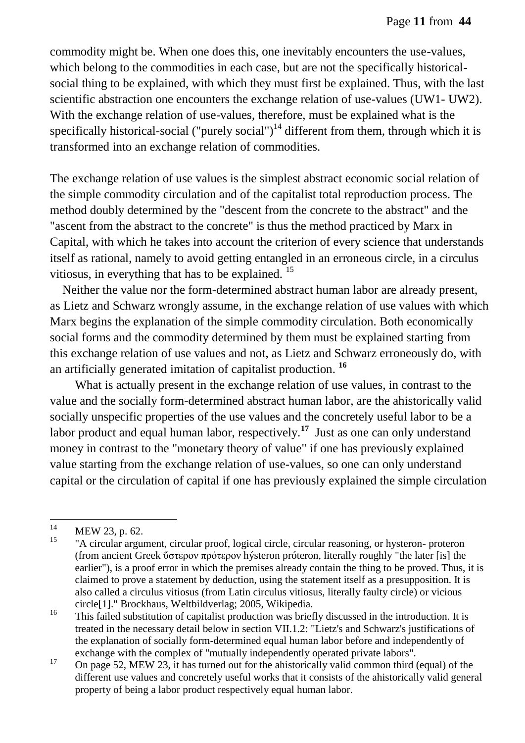commodity might be. When one does this, one inevitably encounters the use-values, which belong to the commodities in each case, but are not the specifically historical-social thing to be explained, with which they must first be explained. Thus, with the last scientific abstraction one encounters the exchange relation of use-values (UW1- UW2). With the exchange relation of use-values, therefore, must be explained what is the specifically historical-social ("purely social")[14] different from them, through which it is transformed into an exchange relation of commodities.

The exchange relation of use values is the simplest abstract economic social relation of the simple commodity circulation and of the capitalist total reproduction process. The method doubly determined by the "descent from the concrete to the abstract" and the "ascent from the abstract to the concrete" is thus the method practiced by Marx in Capital, with which he takes into account the criterion of every science that understands itself as rational, namely to avoid getting entangled in an erroneous circle, in a circulus vitiosus, in everything that has to be explained. [15]

Neither the value nor the form-determined abstract human labor are already present, as Lietz and Schwarz wrongly assume, in the exchange relation of use values with which Marx begins the explanation of the simple commodity circulation. Both economically social forms and the commodity determined by them must be explained starting from this exchange relation of use values and not, as Lietz and Schwarz erroneously do, with an artificially generated imitation of capitalist production. **[16]**

What is actually present in the exchange relation of use values, in contrast to the value and the socially form-determined abstract human labor, are the ahistorically valid socially unspecific properties of the use values and the concretely useful labor to be a labor product and equal human labor, respectively.**[17]** Just as one can only understand money in contrast to the "monetary theory of value" if one has previously explained value starting from the exchange relation of use-values, so one can only understand capital or the circulation of capital if one has previously explained the simple circulation

---

[14] MEW 23, p. 62.

[15] "A circular argument, circular proof, logical circle, circular reasoning, or hysteron- proteron (from ancient Greek ὕστερον πρότερον hýsteron próteron, literally roughly "the later [is] the earlier"), is a proof error in which the premises already contain the thing to be proved. Thus, it is claimed to prove a statement by deduction, using the statement itself as a presupposition. It is also called a circulus vitiosus (from Latin circulus vitiosus, literally faulty circle) or vicious circle[1]." Brockhaus, Weltbildverlag; 2005, Wikipedia.

[16] This failed substitution of capitalist production was briefly discussed in the introduction. It is treated in the necessary detail below in section VII.1.2: "Lietz's and Schwarz's justifications of the explanation of socially form-determined equal human labor before and independently of exchange with the complex of "mutually independently operated private labors".

[17] On page 52, MEW 23, it has turned out for the ahistorically valid common third (equal) of the different use values and concretely useful works that it consists of the ahistorically valid general property of being a labor product respectively equal human labor.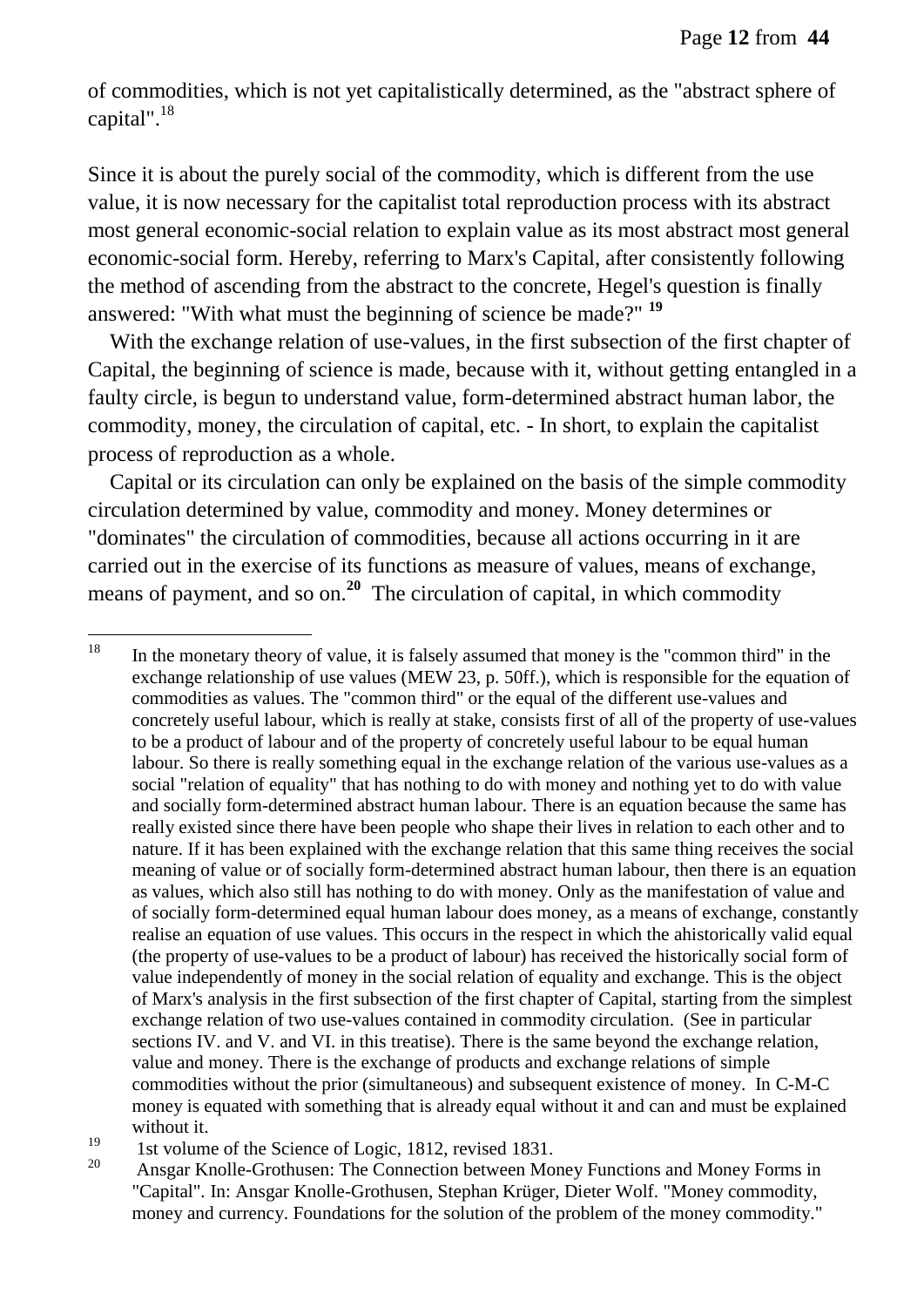of commodities, which is not yet capitalistically determined, as the "abstract sphere of capital".[18]

Since it is about the purely social of the commodity, which is different from the use value, it is now necessary for the capitalist total reproduction process with its abstract most general economic-social relation to explain value as its most abstract most general economic-social form. Hereby, referring to Marx's Capital, after consistently following the method of ascending from the abstract to the concrete, Hegel's question is finally answered: "With what must the beginning of science be made?" [19]

With the exchange relation of use-values, in the first subsection of the first chapter of Capital, the beginning of science is made, because with it, without getting entangled in a faulty circle, is begun to understand value, form-determined abstract human labor, the commodity, money, the circulation of capital, etc. - In short, to explain the capitalist process of reproduction as a whole.

Capital or its circulation can only be explained on the basis of the simple commodity circulation determined by value, commodity and money. Money determines or "dominates" the circulation of commodities, because all actions occurring in it are carried out in the exercise of its functions as measure of values, means of exchange, means of payment, and so on.[20] The circulation of capital, in which commodity

---

[18] In the monetary theory of value, it is falsely assumed that money is the "common third" in the exchange relationship of use values (MEW 23, p. 50ff.), which is responsible for the equation of commodities as values. The "common third" or the equal of the different use-values and concretely useful labour, which is really at stake, consists first of all of the property of use-values to be a product of labour and of the property of concretely useful labour to be equal human labour. So there is really something equal in the exchange relation of the various use-values as a social "relation of equality" that has nothing to do with money and nothing yet to do with value and socially form-determined abstract human labour. There is an equation because the same has really existed since there have been people who shape their lives in relation to each other and to nature. If it has been explained with the exchange relation that this same thing receives the social meaning of value or of socially form-determined abstract human labour, then there is an equation as values, which also still has nothing to do with money. Only as the manifestation of value and of socially form-determined equal human labour does money, as a means of exchange, constantly realise an equation of use values. This occurs in the respect in which the ahistorically valid equal (the property of use-values to be a product of labour) has received the historically social form of value independently of money in the social relation of equality and exchange. This is the object of Marx's analysis in the first subsection of the first chapter of Capital, starting from the simplest exchange relation of two use-values contained in commodity circulation. (See in particular sections IV. and V. and VI. in this treatise). There is the same beyond the exchange relation, value and money. There is the exchange of products and exchange relations of simple commodities without the prior (simultaneous) and subsequent existence of money. In C-M-C money is equated with something that is already equal without it and can and must be explained without it.

[19] 1st volume of the Science of Logic, 1812, revised 1831.

[20] Ansgar Knolle-Grothusen: The Connection between Money Functions and Money Forms in "Capital". In: Ansgar Knolle-Grothusen, Stephan Krüger, Dieter Wolf. "Money commodity, money and currency. Foundations for the solution of the problem of the money commodity."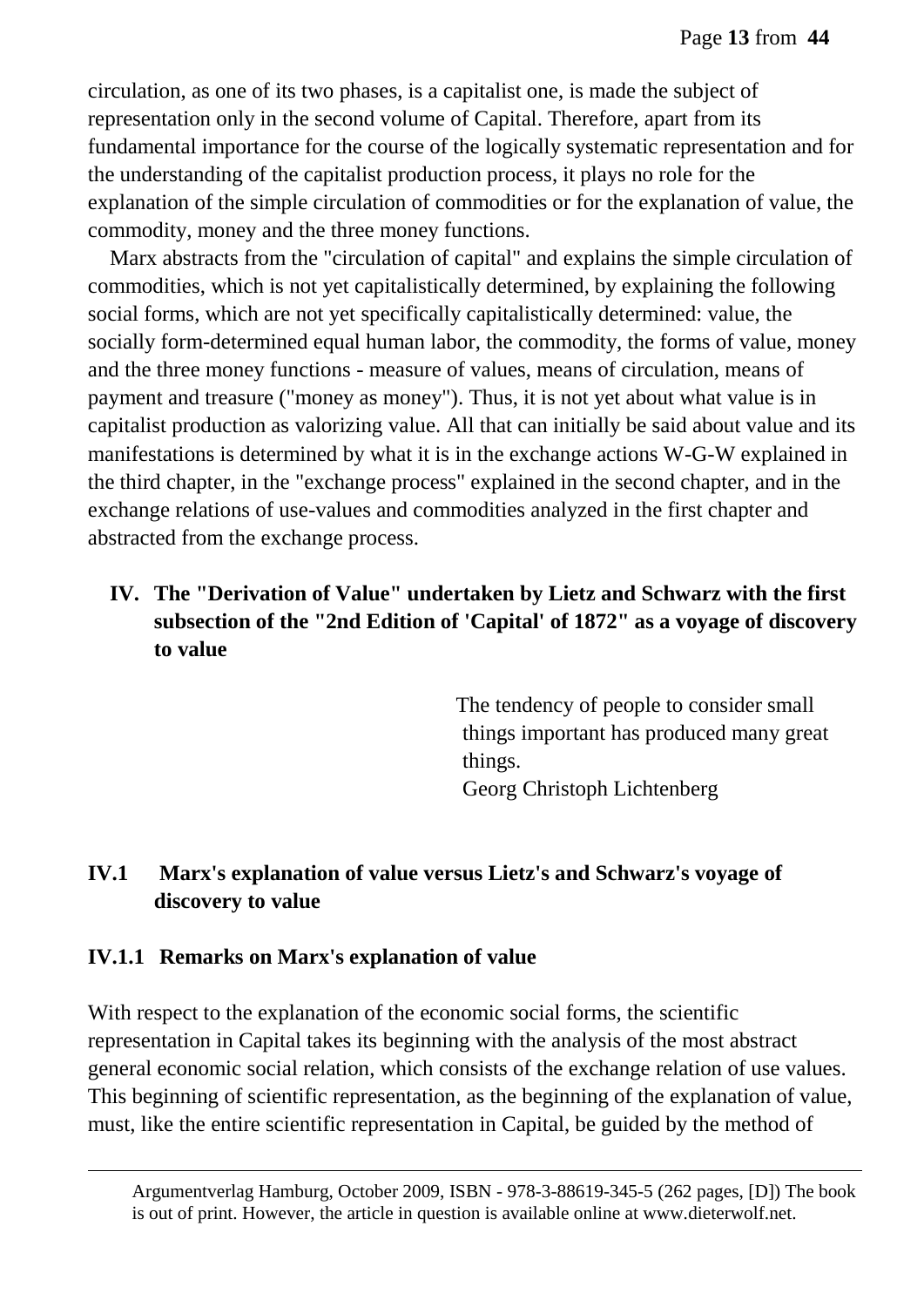circulation, as one of its two phases, is a capitalist one, is made the subject of representation only in the second volume of Capital. Therefore, apart from its fundamental importance for the course of the logically systematic representation and for the understanding of the capitalist production process, it plays no role for the explanation of the simple circulation of commodities or for the explanation of value, the commodity, money and the three money functions.

Marx abstracts from the "circulation of capital" and explains the simple circulation of commodities, which is not yet capitalistically determined, by explaining the following social forms, which are not yet specifically capitalistically determined: value, the socially form-determined equal human labor, the commodity, the forms of value, money and the three money functions - measure of values, means of circulation, means of payment and treasure ("money as money"). Thus, it is not yet about what value is in capitalist production as valorizing value. All that can initially be said about value and its manifestations is determined by what it is in the exchange actions W-G-W explained in the third chapter, in the "exchange process" explained in the second chapter, and in the exchange relations of use-values and commodities analyzed in the first chapter and abstracted from the exchange process.

## IV. The "Derivation of Value" undertaken by Lietz and Schwarz with the first subsection of the "2nd Edition of 'Capital' of 1872" as a voyage of discovery to value

> The tendency of people to consider small things important has produced many great things.
> Georg Christoph Lichtenberg

### IV.1 Marx's explanation of value versus Lietz's and Schwarz's voyage of discovery to value

#### IV.1.1 Remarks on Marx's explanation of value

With respect to the explanation of the economic social forms, the scientific representation in Capital takes its beginning with the analysis of the most abstract general economic social relation, which consists of the exchange relation of use values. This beginning of scientific representation, as the beginning of the explanation of value, must, like the entire scientific representation in Capital, be guided by the method of

---

Argumentverlag Hamburg, October 2009, ISBN - 978-3-88619-345-5 (262 pages, [D]) The book is out of print. However, the article in question is available online at www.dieterwolf.net.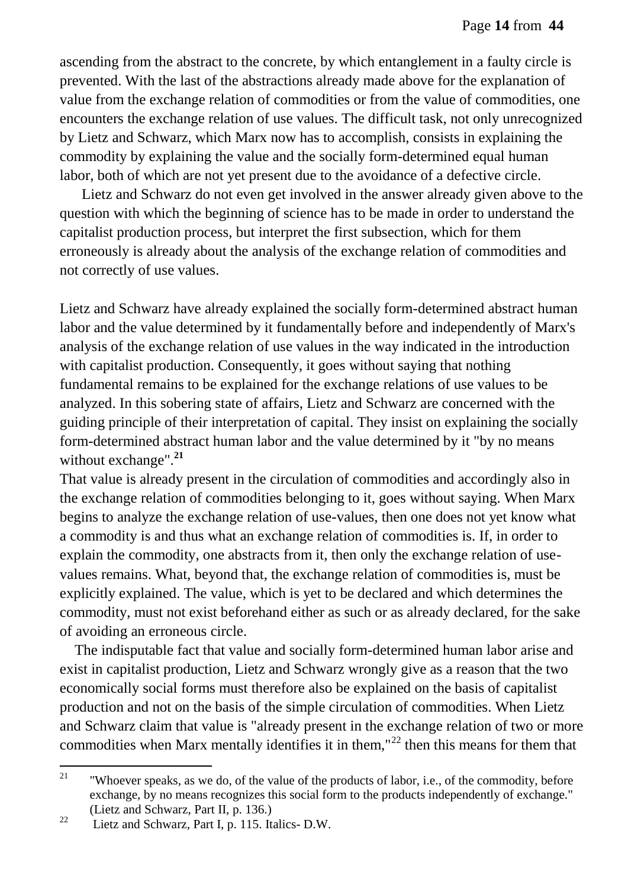ascending from the abstract to the concrete, by which entanglement in a faulty circle is prevented. With the last of the abstractions already made above for the explanation of value from the exchange relation of commodities or from the value of commodities, one encounters the exchange relation of use values. The difficult task, not only unrecognized by Lietz and Schwarz, which Marx now has to accomplish, consists in explaining the commodity by explaining the value and the socially form-determined equal human labor, both of which are not yet present due to the avoidance of a defective circle.

Lietz and Schwarz do not even get involved in the answer already given above to the question with which the beginning of science has to be made in order to understand the capitalist production process, but interpret the first subsection, which for them erroneously is already about the analysis of the exchange relation of commodities and not correctly of use values.

Lietz and Schwarz have already explained the socially form-determined abstract human labor and the value determined by it fundamentally before and independently of Marx's analysis of the exchange relation of use values in the way indicated in the introduction with capitalist production. Consequently, it goes without saying that nothing fundamental remains to be explained for the exchange relations of use values to be analyzed. In this sobering state of affairs, Lietz and Schwarz are concerned with the guiding principle of their interpretation of capital. They insist on explaining the socially form-determined abstract human labor and the value determined by it "by no means without exchange".[21]

That value is already present in the circulation of commodities and accordingly also in the exchange relation of commodities belonging to it, goes without saying. When Marx begins to analyze the exchange relation of use-values, then one does not yet know what a commodity is and thus what an exchange relation of commodities is. If, in order to explain the commodity, one abstracts from it, then only the exchange relation of use-values remains. What, beyond that, the exchange relation of commodities is, must be explicitly explained. The value, which is yet to be declared and which determines the commodity, must not exist beforehand either as such or as already declared, for the sake of avoiding an erroneous circle.

The indisputable fact that value and socially form-determined human labor arise and exist in capitalist production, Lietz and Schwarz wrongly give as a reason that the two economically social forms must therefore also be explained on the basis of capitalist production and not on the basis of the simple circulation of commodities. When Lietz and Schwarz claim that value is "already present in the exchange relation of two or more commodities when Marx mentally identifies it in them,"[22] then this means for them that

---

[21] "Whoever speaks, as we do, of the value of the products of labor, i.e., of the commodity, before exchange, by no means recognizes this social form to the products independently of exchange." (Lietz and Schwarz, Part II, p. 136.)

[22] Lietz and Schwarz, Part I, p. 115. Italics- D.W.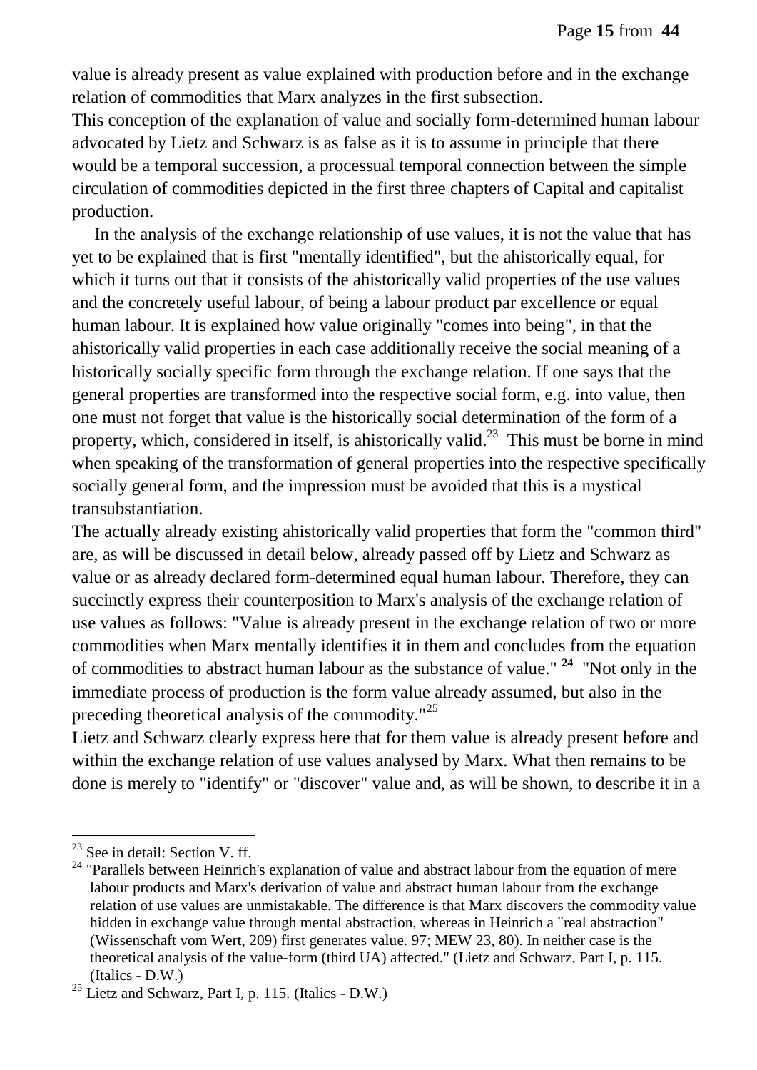value is already present as value explained with production before and in the exchange relation of commodities that Marx analyzes in the first subsection.
This conception of the explanation of value and socially form-determined human labour advocated by Lietz and Schwarz is as false as it is to assume in principle that there would be a temporal succession, a processual temporal connection between the simple circulation of commodities depicted in the first three chapters of Capital and capitalist production.

In the analysis of the exchange relationship of use values, it is not the value that has yet to be explained that is first "mentally identified", but the ahistorically equal, for which it turns out that it consists of the ahistorically valid properties of the use values and the concretely useful labour, of being a labour product par excellence or equal human labour. It is explained how value originally "comes into being", in that the ahistorically valid properties in each case additionally receive the social meaning of a historically socially specific form through the exchange relation. If one says that the general properties are transformed into the respective social form, e.g. into value, then one must not forget that value is the historically social determination of the form of a property, which, considered in itself, is ahistorically valid.[23] This must be borne in mind when speaking of the transformation of general properties into the respective specifically socially general form, and the impression must be avoided that this is a mystical transubstantiation.

The actually already existing ahistorically valid properties that form the "common third" are, as will be discussed in detail below, already passed off by Lietz and Schwarz as value or as already declared form-determined equal human labour. Therefore, they can succinctly express their counterposition to Marx's analysis of the exchange relation of use values as follows: "Value is already present in the exchange relation of two or more commodities when Marx mentally identifies it in them and concludes from the equation of commodities to abstract human labour as the substance of value." [24] "Not only in the immediate process of production is the form value already assumed, but also in the preceding theoretical analysis of the commodity."[25]

Lietz and Schwarz clearly express here that for them value is already present before and within the exchange relation of use values analysed by Marx. What then remains to be done is merely to "identify" or "discover" value and, as will be shown, to describe it in a

---

[23] See in detail: Section V. ff.

[24] "Parallels between Heinrich's explanation of value and abstract labour from the equation of mere labour products and Marx's derivation of value and abstract human labour from the exchange relation of use values are unmistakable. The difference is that Marx discovers the commodity value hidden in exchange value through mental abstraction, whereas in Heinrich a "real abstraction" (Wissenschaft vom Wert, 209) first generates value. 97; MEW 23, 80). In neither case is the theoretical analysis of the value-form (third UA) affected." (Lietz and Schwarz, Part I, p. 115. (Italics - D.W.)

[25] Lietz and Schwarz, Part I, p. 115. (Italics - D.W.)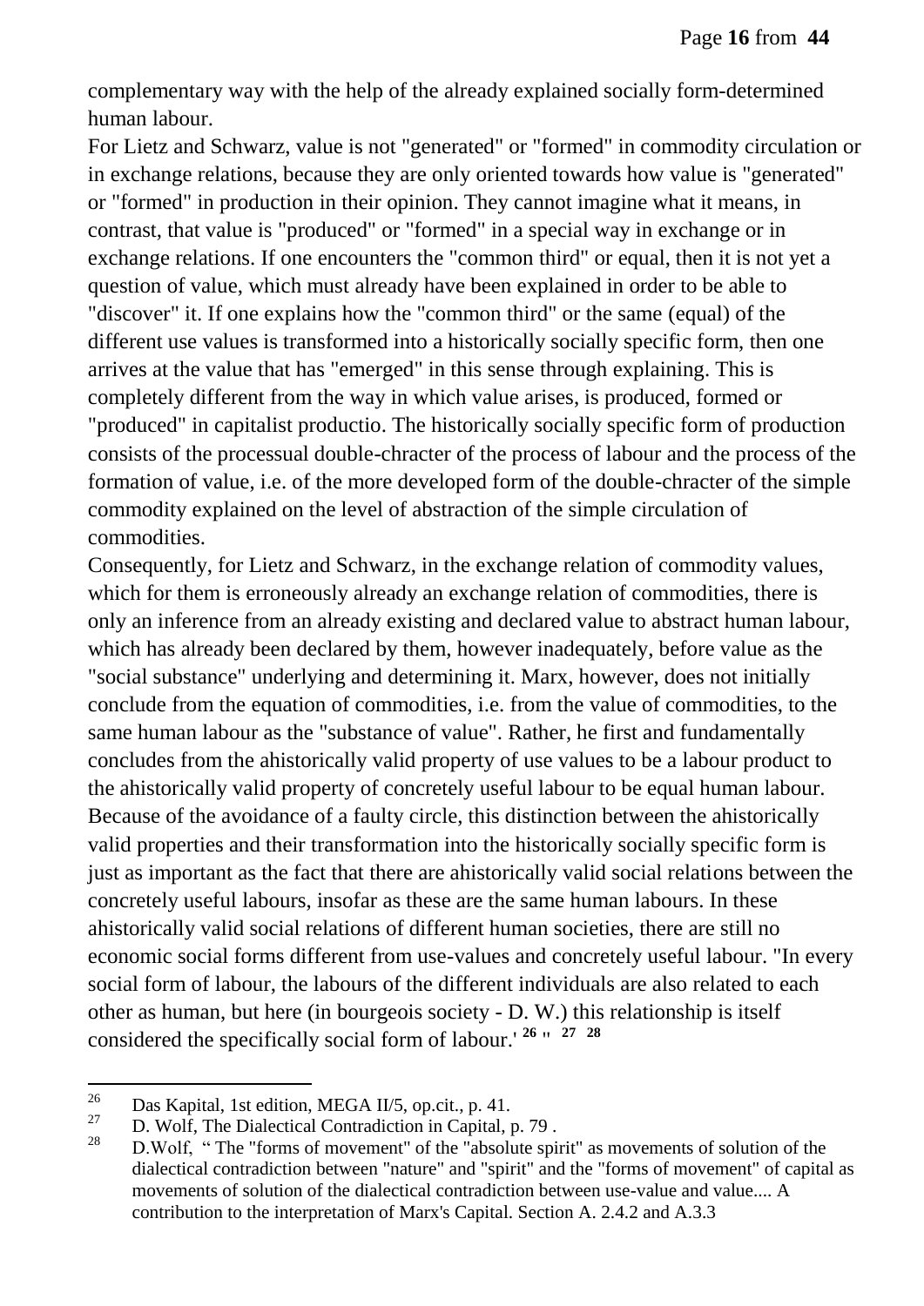complementary way with the help of the already explained socially form-determined human labour.

For Lietz and Schwarz, value is not "generated" or "formed" in commodity circulation or in exchange relations, because they are only oriented towards how value is "generated" or "formed" in production in their opinion. They cannot imagine what it means, in contrast, that value is "produced" or "formed" in a special way in exchange or in exchange relations. If one encounters the "common third" or equal, then it is not yet a question of value, which must already have been explained in order to be able to "discover" it. If one explains how the "common third" or the same (equal) of the different use values is transformed into a historically socially specific form, then one arrives at the value that has "emerged" in this sense through explaining. This is completely different from the way in which value arises, is produced, formed or "produced" in capitalist productio. The historically socially specific form of production consists of the processual double-chracter of the process of labour and the process of the formation of value, i.e. of the more developed form of the double-chracter of the simple commodity explained on the level of abstraction of the simple circulation of commodities.

Consequently, for Lietz and Schwarz, in the exchange relation of commodity values, which for them is erroneously already an exchange relation of commodities, there is only an inference from an already existing and declared value to abstract human labour, which has already been declared by them, however inadequately, before value as the "social substance" underlying and determining it. Marx, however, does not initially conclude from the equation of commodities, i.e. from the value of commodities, to the same human labour as the "substance of value". Rather, he first and fundamentally concludes from the ahistorically valid property of use values to be a labour product to the ahistorically valid property of concretely useful labour to be equal human labour. Because of the avoidance of a faulty circle, this distinction between the ahistorically valid properties and their transformation into the historically socially specific form is just as important as the fact that there are ahistorically valid social relations between the concretely useful labours, insofar as these are the same human labours. In these ahistorically valid social relations of different human societies, there are still no economic social forms different from use-values and concretely useful labour. "In every social form of labour, the labours of the different individuals are also related to each other as human, but here (in bourgeois society - D. W.) this relationship is itself considered the specifically social form of labour.'[26] " [27] [28]

---

[26] Das Kapital, 1st edition, MEGA II/5, op.cit., p. 41.

[27] D. Wolf, The Dialectical Contradiction in Capital, p. 79 .

[28] D.Wolf, " The "forms of movement" of the "absolute spirit" as movements of solution of the dialectical contradiction between "nature" and "spirit" and the "forms of movement" of capital as movements of solution of the dialectical contradiction between use-value and value.... A contribution to the interpretation of Marx's Capital. Section A. 2.4.2 and A.3.3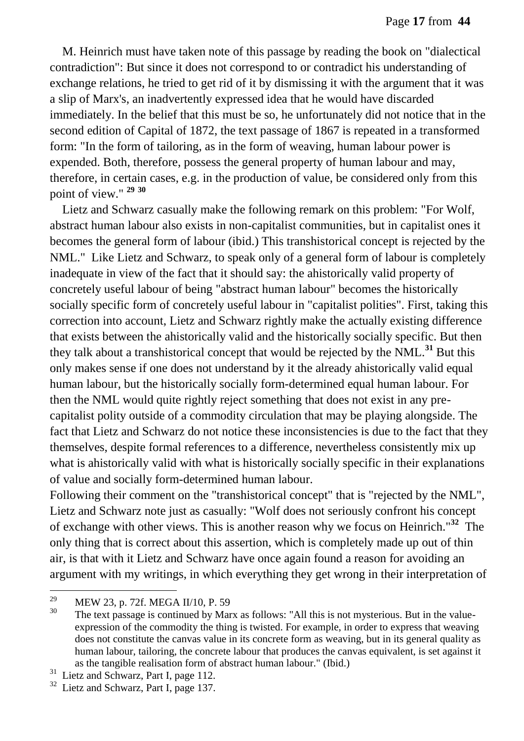M. Heinrich must have taken note of this passage by reading the book on "dialectical contradiction": But since it does not correspond to or contradict his understanding of exchange relations, he tried to get rid of it by dismissing it with the argument that it was a slip of Marx's, an inadvertently expressed idea that he would have discarded immediately. In the belief that this must be so, he unfortunately did not notice that in the second edition of Capital of 1872, the text passage of 1867 is repeated in a transformed form: "In the form of tailoring, as in the form of weaving, human labour power is expended. Both, therefore, possess the general property of human labour and may, therefore, in certain cases, e.g. in the production of value, be considered only from this point of view." [29] [30]

Lietz and Schwarz casually make the following remark on this problem: "For Wolf, abstract human labour also exists in non-capitalist communities, but in capitalist ones it becomes the general form of labour (ibid.) This transhistorical concept is rejected by the NML." Like Lietz and Schwarz, to speak only of a general form of labour is completely inadequate in view of the fact that it should say: the ahistorically valid property of concretely useful labour of being "abstract human labour" becomes the historically socially specific form of concretely useful labour in "capitalist polities". First, taking this correction into account, Lietz and Schwarz rightly make the actually existing difference that exists between the ahistorically valid and the historically socially specific. But then they talk about a transhistorical concept that would be rejected by the NML.[31] But this only makes sense if one does not understand by it the already ahistorically valid equal human labour, but the historically socially form-determined equal human labour. For then the NML would quite rightly reject something that does not exist in any pre-capitalist polity outside of a commodity circulation that may be playing alongside. The fact that Lietz and Schwarz do not notice these inconsistencies is due to the fact that they themselves, despite formal references to a difference, nevertheless consistently mix up what is ahistorically valid with what is historically socially specific in their explanations of value and socially form-determined human labour.

Following their comment on the "transhistorical concept" that is "rejected by the NML", Lietz and Schwarz note just as casually: "Wolf does not seriously confront his concept of exchange with other views. This is another reason why we focus on Heinrich."[32] The only thing that is correct about this assertion, which is completely made up out of thin air, is that with it Lietz and Schwarz have once again found a reason for avoiding an argument with my writings, in which everything they get wrong in their interpretation of

---

[29] MEW 23, p. 72f. MEGA II/10, P. 59

[30] The text passage is continued by Marx as follows: "All this is not mysterious. But in the value-expression of the commodity the thing is twisted. For example, in order to express that weaving does not constitute the canvas value in its concrete form as weaving, but in its general quality as human labour, tailoring, the concrete labour that produces the canvas equivalent, is set against it as the tangible realisation form of abstract human labour." (Ibid.)

[31] Lietz and Schwarz, Part I, page 112.

[32] Lietz and Schwarz, Part I, page 137.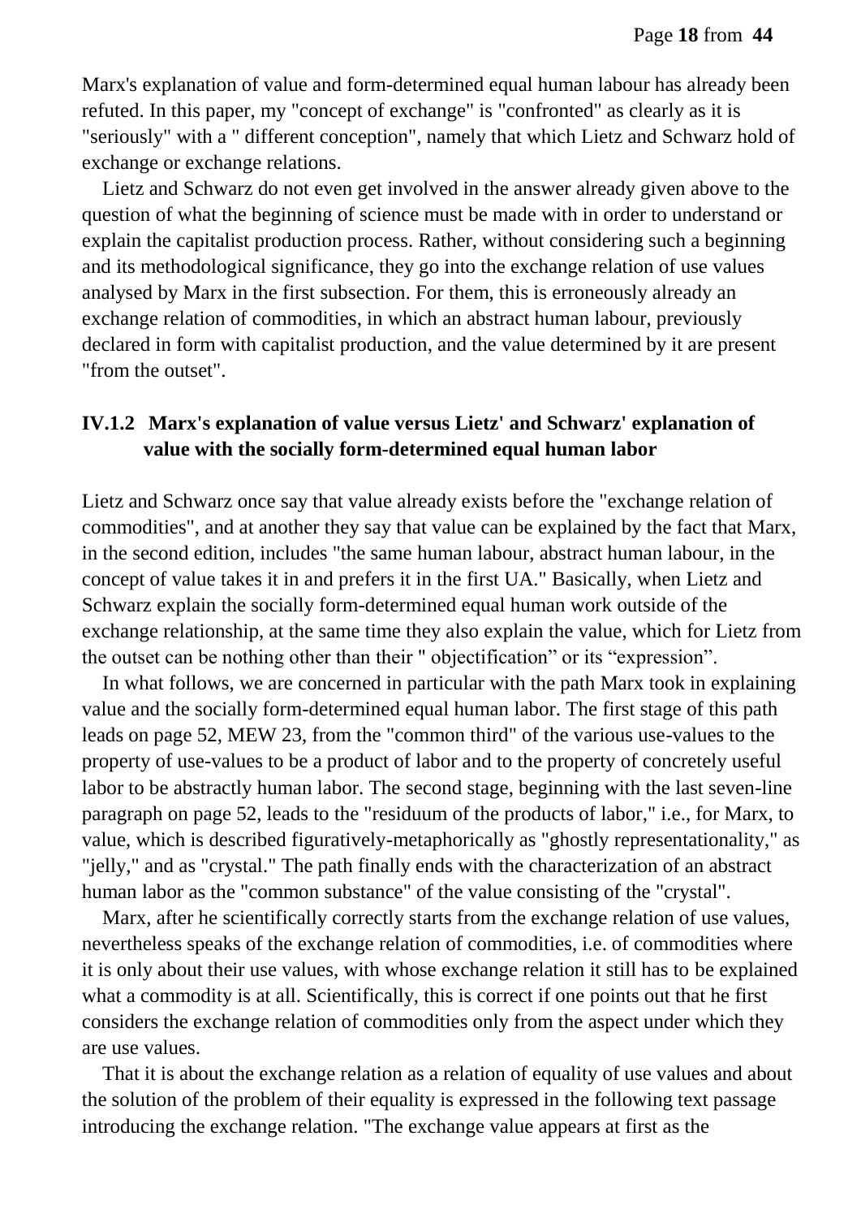Marx's explanation of value and form-determined equal human labour has already been refuted. In this paper, my "concept of exchange" is "confronted" as clearly as it is "seriously" with a " different conception", namely that which Lietz and Schwarz hold of exchange or exchange relations.

Lietz and Schwarz do not even get involved in the answer already given above to the question of what the beginning of science must be made with in order to understand or explain the capitalist production process. Rather, without considering such a beginning and its methodological significance, they go into the exchange relation of use values analysed by Marx in the first subsection. For them, this is erroneously already an exchange relation of commodities, in which an abstract human labour, previously declared in form with capitalist production, and the value determined by it are present "from the outset".

### IV.1.2 Marx's explanation of value versus Lietz' and Schwarz' explanation of value with the socially form-determined equal human labor

Lietz and Schwarz once say that value already exists before the "exchange relation of commodities", and at another they say that value can be explained by the fact that Marx, in the second edition, includes "the same human labour, abstract human labour, in the concept of value takes it in and prefers it in the first UA." Basically, when Lietz and Schwarz explain the socially form-determined equal human work outside of the exchange relationship, at the same time they also explain the value, which for Lietz from the outset can be nothing other than their " objectification" or its "expression".

In what follows, we are concerned in particular with the path Marx took in explaining value and the socially form-determined equal human labor. The first stage of this path leads on page 52, MEW 23, from the "common third" of the various use-values to the property of use-values to be a product of labor and to the property of concretely useful labor to be abstractly human labor. The second stage, beginning with the last seven-line paragraph on page 52, leads to the "residuum of the products of labor," i.e., for Marx, to value, which is described figuratively-metaphorically as "ghostly representationality," as "jelly," and as "crystal." The path finally ends with the characterization of an abstract human labor as the "common substance" of the value consisting of the "crystal".

Marx, after he scientifically correctly starts from the exchange relation of use values, nevertheless speaks of the exchange relation of commodities, i.e. of commodities where it is only about their use values, with whose exchange relation it still has to be explained what a commodity is at all. Scientifically, this is correct if one points out that he first considers the exchange relation of commodities only from the aspect under which they are use values.

That it is about the exchange relation as a relation of equality of use values and about the solution of the problem of their equality is expressed in the following text passage introducing the exchange relation. "The exchange value appears at first as the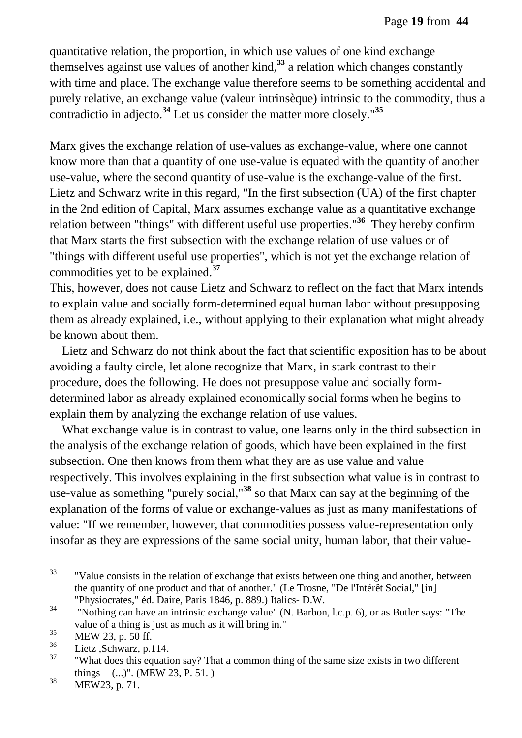quantitative relation, the proportion, in which use values of one kind exchange themselves against use values of another kind,[33] a relation which changes constantly with time and place. The exchange value therefore seems to be something accidental and purely relative, an exchange value (valeur intrinsèque) intrinsic to the commodity, thus a contradictio in adjecto.[34] Let us consider the matter more closely."[35]

Marx gives the exchange relation of use-values as exchange-value, where one cannot know more than that a quantity of one use-value is equated with the quantity of another use-value, where the second quantity of use-value is the exchange-value of the first. Lietz and Schwarz write in this regard, "In the first subsection (UA) of the first chapter in the 2nd edition of Capital, Marx assumes exchange value as a quantitative exchange relation between "things" with different useful use properties."[36] They hereby confirm that Marx starts the first subsection with the exchange relation of use values or of "things with different useful use properties", which is not yet the exchange relation of commodities yet to be explained.[37]

This, however, does not cause Lietz and Schwarz to reflect on the fact that Marx intends to explain value and socially form-determined equal human labor without presupposing them as already explained, i.e., without applying to their explanation what might already be known about them.

Lietz and Schwarz do not think about the fact that scientific exposition has to be about avoiding a faulty circle, let alone recognize that Marx, in stark contrast to their procedure, does the following. He does not presuppose value and socially form-determined labor as already explained economically social forms when he begins to explain them by analyzing the exchange relation of use values.

What exchange value is in contrast to value, one learns only in the third subsection in the analysis of the exchange relation of goods, which have been explained in the first subsection. One then knows from them what they are as use value and value respectively. This involves explaining in the first subsection what value is in contrast to use-value as something "purely social,"[38] so that Marx can say at the beginning of the explanation of the forms of value or exchange-values as just as many manifestations of value: "If we remember, however, that commodities possess value-representation only insofar as they are expressions of the same social unity, human labor, that their value-

---

[33] "Value consists in the relation of exchange that exists between one thing and another, between the quantity of one product and that of another." (Le Trosne, "De l'Intérêt Social," [in] "Physiocrates," éd. Daire, Paris 1846, p. 889.) Italics- D.W.

[34] "Nothing can have an intrinsic exchange value" (N. Barbon, l.c.p. 6), or as Butler says: "The value of a thing is just as much as it will bring in."

[35] MEW 23, p. 50 ff.

[36] Lietz ,Schwarz, p.114.

[37] "What does this equation say? That a common thing of the same size exists in two different things (...)". (MEW 23, P. 51. )

[38] MEW23, p. 71.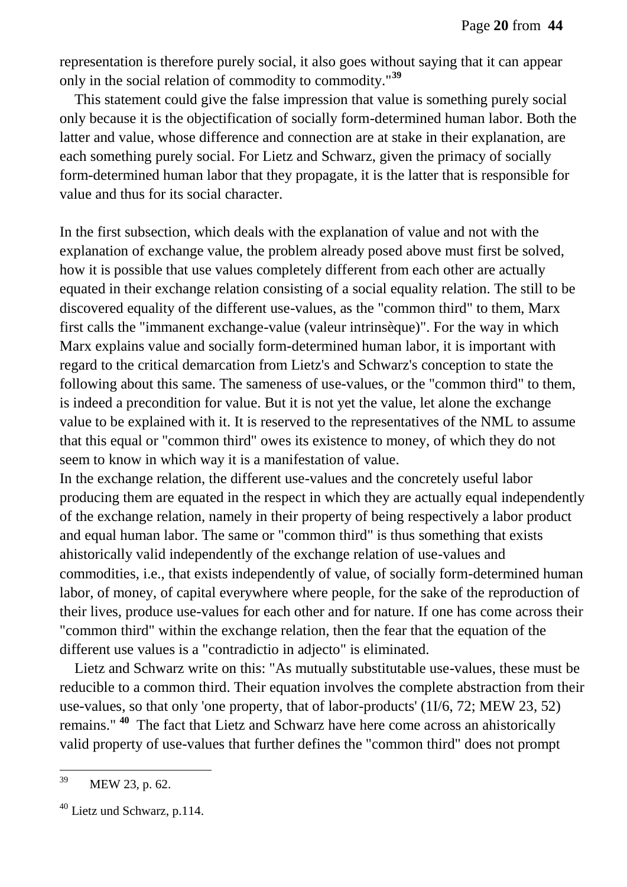representation is therefore purely social, it also goes without saying that it can appear only in the social relation of commodity to commodity."[39]

This statement could give the false impression that value is something purely social only because it is the objectification of socially form-determined human labor. Both the latter and value, whose difference and connection are at stake in their explanation, are each something purely social. For Lietz and Schwarz, given the primacy of socially form-determined human labor that they propagate, it is the latter that is responsible for value and thus for its social character.

In the first subsection, which deals with the explanation of value and not with the explanation of exchange value, the problem already posed above must first be solved, how it is possible that use values completely different from each other are actually equated in their exchange relation consisting of a social equality relation. The still to be discovered equality of the different use-values, as the "common third" to them, Marx first calls the "immanent exchange-value (valeur intrinsèque)". For the way in which Marx explains value and socially form-determined human labor, it is important with regard to the critical demarcation from Lietz's and Schwarz's conception to state the following about this same. The sameness of use-values, or the "common third" to them, is indeed a precondition for value. But it is not yet the value, let alone the exchange value to be explained with it. It is reserved to the representatives of the NML to assume that this equal or "common third" owes its existence to money, of which they do not seem to know in which way it is a manifestation of value.

In the exchange relation, the different use-values and the concretely useful labor producing them are equated in the respect in which they are actually equal independently of the exchange relation, namely in their property of being respectively a labor product and equal human labor. The same or "common third" is thus something that exists ahistorically valid independently of the exchange relation of use-values and commodities, i.e., that exists independently of value, of socially form-determined human labor, of money, of capital everywhere where people, for the sake of the reproduction of their lives, produce use-values for each other and for nature. If one has come across their "common third" within the exchange relation, then the fear that the equation of the different use values is a "contradictio in adjecto" is eliminated.

Lietz and Schwarz write on this: "As mutually substitutable use-values, these must be reducible to a common third. Their equation involves the complete abstraction from their use-values, so that only 'one property, that of labor-products' (1I/6, 72; MEW 23, 52) remains." [40] The fact that Lietz and Schwarz have here come across an ahistorically valid property of use-values that further defines the "common third" does not prompt

---

[39] MEW 23, p. 62.

[40] Lietz und Schwarz, p.114.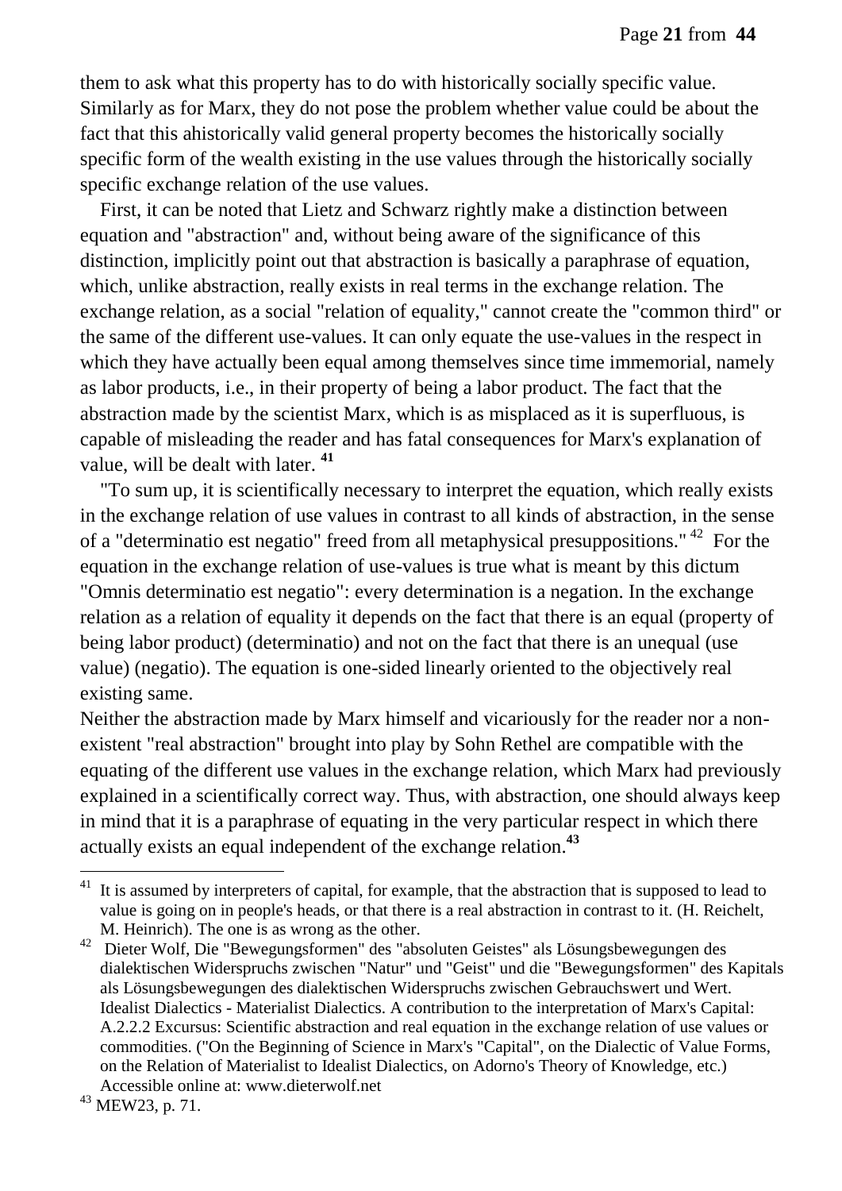them to ask what this property has to do with historically socially specific value. Similarly as for Marx, they do not pose the problem whether value could be about the fact that this ahistorically valid general property becomes the historically socially specific form of the wealth existing in the use values through the historically socially specific exchange relation of the use values.

First, it can be noted that Lietz and Schwarz rightly make a distinction between equation and "abstraction" and, without being aware of the significance of this distinction, implicitly point out that abstraction is basically a paraphrase of equation, which, unlike abstraction, really exists in real terms in the exchange relation. The exchange relation, as a social "relation of equality," cannot create the "common third" or the same of the different use-values. It can only equate the use-values in the respect in which they have actually been equal among themselves since time immemorial, namely as labor products, i.e., in their property of being a labor product. The fact that the abstraction made by the scientist Marx, which is as misplaced as it is superfluous, is capable of misleading the reader and has fatal consequences for Marx's explanation of value, will be dealt with later. [41]

"To sum up, it is scientifically necessary to interpret the equation, which really exists in the exchange relation of use values in contrast to all kinds of abstraction, in the sense of a "determinatio est negatio" freed from all metaphysical presuppositions." [42] For the equation in the exchange relation of use-values is true what is meant by this dictum "Omnis determinatio est negatio": every determination is a negation. In the exchange relation as a relation of equality it depends on the fact that there is an equal (property of being labor product) (determinatio) and not on the fact that there is an unequal (use value) (negatio). The equation is one-sided linearly oriented to the objectively real existing same.

Neither the abstraction made by Marx himself and vicariously for the reader nor a non-existent "real abstraction" brought into play by Sohn Rethel are compatible with the equating of the different use values in the exchange relation, which Marx had previously explained in a scientifically correct way. Thus, with abstraction, one should always keep in mind that it is a paraphrase of equating in the very particular respect in which there actually exists an equal independent of the exchange relation.[43]

---

[41] It is assumed by interpreters of capital, for example, that the abstraction that is supposed to lead to value is going on in people's heads, or that there is a real abstraction in contrast to it. (H. Reichelt, M. Heinrich). The one is as wrong as the other.

[42] Dieter Wolf, Die "Bewegungsformen" des "absoluten Geistes" als Lösungsbewegungen des dialektischen Widerspruchs zwischen "Natur" und "Geist" und die "Bewegungsformen" des Kapitals als Lösungsbewegungen des dialektischen Widerspruchs zwischen Gebrauchswert und Wert. Idealist Dialectics - Materialist Dialectics. A contribution to the interpretation of Marx's Capital: A.2.2.2 Excursus: Scientific abstraction and real equation in the exchange relation of use values or commodities. ("On the Beginning of Science in Marx's "Capital", on the Dialectic of Value Forms, on the Relation of Materialist to Idealist Dialectics, on Adorno's Theory of Knowledge, etc.) Accessible online at: www.dieterwolf.net

[43] MEW23, p. 71.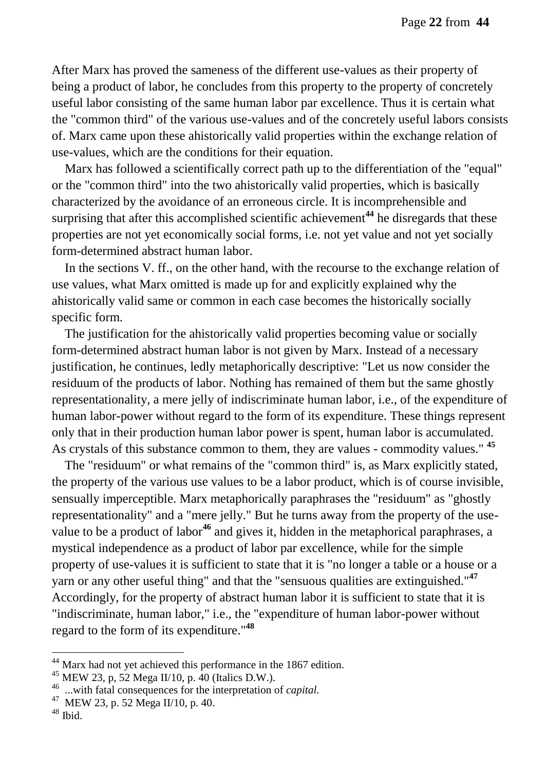After Marx has proved the sameness of the different use-values as their property of being a product of labor, he concludes from this property to the property of concretely useful labor consisting of the same human labor par excellence. Thus it is certain what the "common third" of the various use-values and of the concretely useful labors consists of. Marx came upon these ahistorically valid properties within the exchange relation of use-values, which are the conditions for their equation.

Marx has followed a scientifically correct path up to the differentiation of the "equal" or the "common third" into the two ahistorically valid properties, which is basically characterized by the avoidance of an erroneous circle. It is incomprehensible and surprising that after this accomplished scientific achievement[44] he disregards that these properties are not yet economically social forms, i.e. not yet value and not yet socially form-determined abstract human labor.

In the sections V. ff., on the other hand, with the recourse to the exchange relation of use values, what Marx omitted is made up for and explicitly explained why the ahistorically valid same or common in each case becomes the historically socially specific form.

The justification for the ahistorically valid properties becoming value or socially form-determined abstract human labor is not given by Marx. Instead of a necessary justification, he continues, ledly metaphorically descriptive: "Let us now consider the residuum of the products of labor. Nothing has remained of them but the same ghostly representationality, a mere jelly of indiscriminate human labor, i.e., of the expenditure of human labor-power without regard to the form of its expenditure. These things represent only that in their production human labor power is spent, human labor is accumulated. As crystals of this substance common to them, they are values - commodity values." [45]

The "residuum" or what remains of the "common third" is, as Marx explicitly stated, the property of the various use values to be a labor product, which is of course invisible, sensually imperceptible. Marx metaphorically paraphrases the "residuum" as "ghostly representationality" and a "mere jelly." But he turns away from the property of the use-value to be a product of labor[46] and gives it, hidden in the metaphorical paraphrases, a mystical independence as a product of labor par excellence, while for the simple property of use-values it is sufficient to state that it is "no longer a table or a house or a yarn or any other useful thing" and that the "sensuous qualities are extinguished."[47] Accordingly, for the property of abstract human labor it is sufficient to state that it is "indiscriminate, human labor," i.e., the "expenditure of human labor-power without regard to the form of its expenditure."[48]

---

[44] Marx had not yet achieved this performance in the 1867 edition.

[45] MEW 23, p, 52 Mega II/10, p. 40 (Italics D.W.).

[46] ...with fatal consequences for the interpretation of *capital*.

[47] MEW 23, p. 52 Mega II/10, p. 40.

[48] Ibid.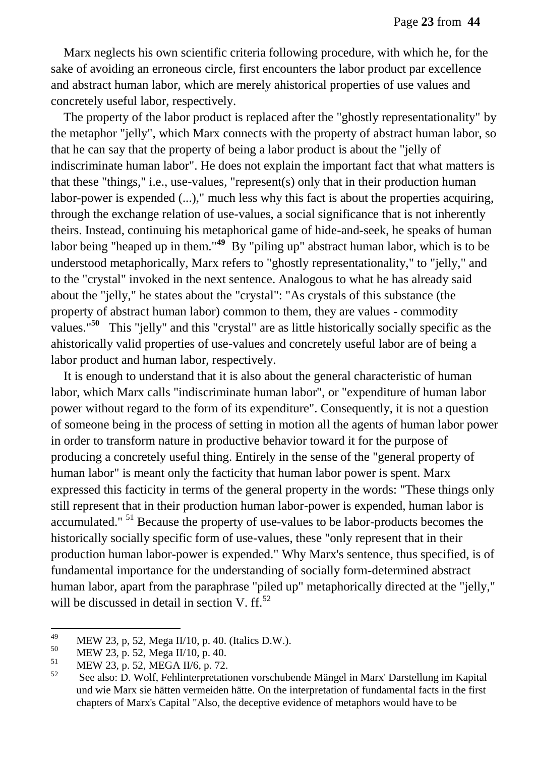Marx neglects his own scientific criteria following procedure, with which he, for the sake of avoiding an erroneous circle, first encounters the labor product par excellence and abstract human labor, which are merely ahistorical properties of use values and concretely useful labor, respectively.

The property of the labor product is replaced after the "ghostly representationality" by the metaphor "jelly", which Marx connects with the property of abstract human labor, so that he can say that the property of being a labor product is about the "jelly of indiscriminate human labor". He does not explain the important fact that what matters is that these "things," i.e., use-values, "represent(s) only that in their production human labor-power is expended (...)," much less why this fact is about the properties acquiring, through the exchange relation of use-values, a social significance that is not inherently theirs. Instead, continuing his metaphorical game of hide-and-seek, he speaks of human labor being "heaped up in them."[49] By "piling up" abstract human labor, which is to be understood metaphorically, Marx refers to "ghostly representationality," to "jelly," and to the "crystal" invoked in the next sentence. Analogous to what he has already said about the "jelly," he states about the "crystal": "As crystals of this substance (the property of abstract human labor) common to them, they are values - commodity values."[50] This "jelly" and this "crystal" are as little historically socially specific as the ahistorically valid properties of use-values and concretely useful labor are of being a labor product and human labor, respectively.

It is enough to understand that it is also about the general characteristic of human labor, which Marx calls "indiscriminate human labor", or "expenditure of human labor power without regard to the form of its expenditure". Consequently, it is not a question of someone being in the process of setting in motion all the agents of human labor power in order to transform nature in productive behavior toward it for the purpose of producing a concretely useful thing. Entirely in the sense of the "general property of human labor" is meant only the facticity that human labor power is spent. Marx expressed this facticity in terms of the general property in the words: "These things only still represent that in their production human labor-power is expended, human labor is accumulated." [51] Because the property of use-values to be labor-products becomes the historically socially specific form of use-values, these "only represent that in their production human labor-power is expended." Why Marx's sentence, thus specified, is of fundamental importance for the understanding of socially form-determined abstract human labor, apart from the paraphrase "piled up" metaphorically directed at the "jelly," will be discussed in detail in section V. ff.[52]

---

[49] MEW 23, p, 52, Mega II/10, p. 40. (Italics D.W.).

[50] MEW 23, p. 52, Mega II/10, p. 40.

[51] MEW 23, p. 52, MEGA II/6, p. 72.

[52] See also: D. Wolf, Fehlinterpretationen vorschubende Mängel in Marx' Darstellung im Kapital und wie Marx sie hätten vermeiden hätte. On the interpretation of fundamental facts in the first chapters of Marx's Capital "Also, the deceptive evidence of metaphors would have to be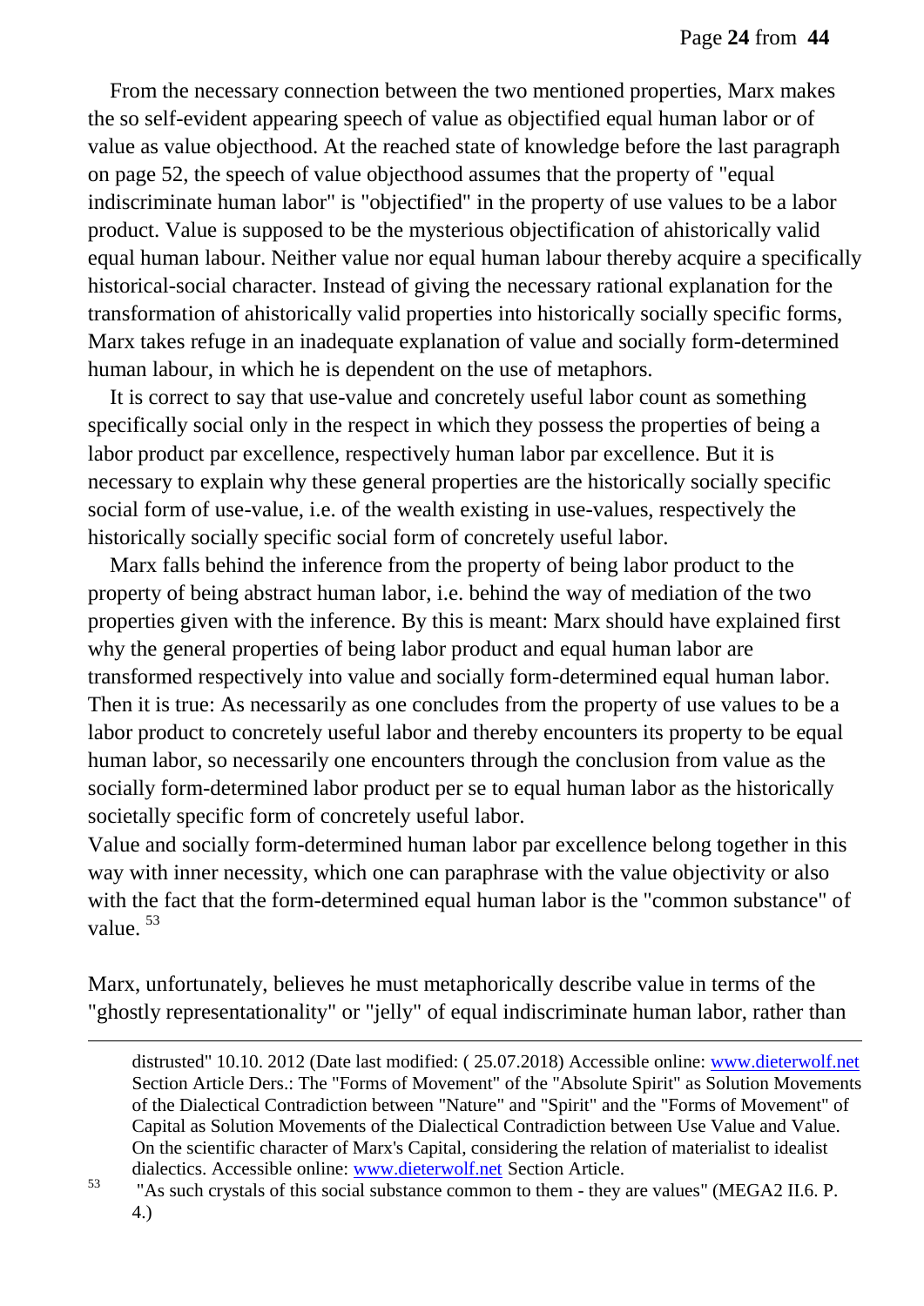From the necessary connection between the two mentioned properties, Marx makes the so self-evident appearing speech of value as objectified equal human labor or of value as value objecthood. At the reached state of knowledge before the last paragraph on page 52, the speech of value objecthood assumes that the property of "equal indiscriminate human labor" is "objectified" in the property of use values to be a labor product. Value is supposed to be the mysterious objectification of ahistorically valid equal human labour. Neither value nor equal human labour thereby acquire a specifically historical-social character. Instead of giving the necessary rational explanation for the transformation of ahistorically valid properties into historically socially specific forms, Marx takes refuge in an inadequate explanation of value and socially form-determined human labour, in which he is dependent on the use of metaphors.

It is correct to say that use-value and concretely useful labor count as something specifically social only in the respect in which they possess the properties of being a labor product par excellence, respectively human labor par excellence. But it is necessary to explain why these general properties are the historically socially specific social form of use-value, i.e. of the wealth existing in use-values, respectively the historically socially specific social form of concretely useful labor.

Marx falls behind the inference from the property of being labor product to the property of being abstract human labor, i.e. behind the way of mediation of the two properties given with the inference. By this is meant: Marx should have explained first why the general properties of being labor product and equal human labor are transformed respectively into value and socially form-determined equal human labor. Then it is true: As necessarily as one concludes from the property of use values to be a labor product to concretely useful labor and thereby encounters its property to be equal human labor, so necessarily one encounters through the conclusion from value as the socially form-determined labor product per se to equal human labor as the historically societally specific form of concretely useful labor.

Value and socially form-determined human labor par excellence belong together in this way with inner necessity, which one can paraphrase with the value objectivity or also with the fact that the form-determined equal human labor is the "common substance" of value. [53]

Marx, unfortunately, believes he must metaphorically describe value in terms of the "ghostly representationality" or "jelly" of equal indiscriminate human labor, rather than

---

distrusted" 10.10. 2012 (Date last modified: ( 25.07.2018) Accessible online: www.dieterwolf.net Section Article Ders.: The "Forms of Movement" of the "Absolute Spirit" as Solution Movements of the Dialectical Contradiction between "Nature" and "Spirit" and the "Forms of Movement" of Capital as Solution Movements of the Dialectical Contradiction between Use Value and Value. On the scientific character of Marx's Capital, considering the relation of materialist to idealist dialectics. Accessible online: www.dieterwolf.net Section Article.

[53] "As such crystals of this social substance common to them - they are values" (MEGA2 II.6. P. 4.)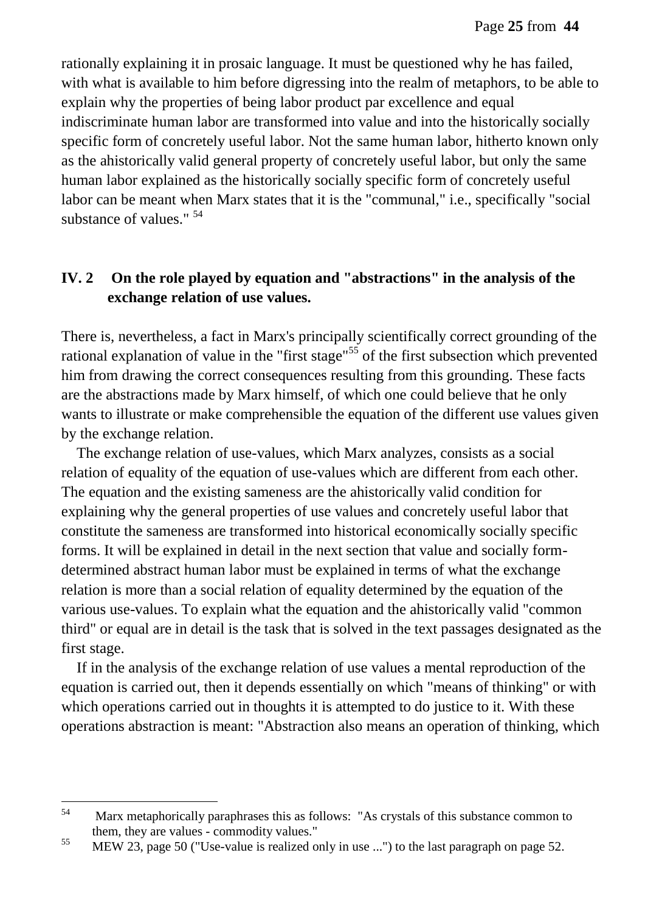rationally explaining it in prosaic language. It must be questioned why he has failed, with what is available to him before digressing into the realm of metaphors, to be able to explain why the properties of being labor product par excellence and equal indiscriminate human labor are transformed into value and into the historically socially specific form of concretely useful labor. Not the same human labor, hitherto known only as the ahistorically valid general property of concretely useful labor, but only the same human labor explained as the historically socially specific form of concretely useful labor can be meant when Marx states that it is the "communal," i.e., specifically "social substance of values." [54]

## IV. 2 On the role played by equation and "abstractions" in the analysis of the exchange relation of use values.

There is, nevertheless, a fact in Marx's principally scientifically correct grounding of the rational explanation of value in the "first stage"[55] of the first subsection which prevented him from drawing the correct consequences resulting from this grounding. These facts are the abstractions made by Marx himself, of which one could believe that he only wants to illustrate or make comprehensible the equation of the different use values given by the exchange relation.

The exchange relation of use-values, which Marx analyzes, consists as a social relation of equality of the equation of use-values which are different from each other. The equation and the existing sameness are the ahistorically valid condition for explaining why the general properties of use values and concretely useful labor that constitute the sameness are transformed into historical economically socially specific forms. It will be explained in detail in the next section that value and socially form-determined abstract human labor must be explained in terms of what the exchange relation is more than a social relation of equality determined by the equation of the various use-values. To explain what the equation and the ahistorically valid "common third" or equal are in detail is the task that is solved in the text passages designated as the first stage.

If in the analysis of the exchange relation of use values a mental reproduction of the equation is carried out, then it depends essentially on which "means of thinking" or with which operations carried out in thoughts it is attempted to do justice to it. With these operations abstraction is meant: "Abstraction also means an operation of thinking, which

---

[54] Marx metaphorically paraphrases this as follows: "As crystals of this substance common to them, they are values - commodity values."

[55] MEW 23, page 50 ("Use-value is realized only in use ...") to the last paragraph on page 52.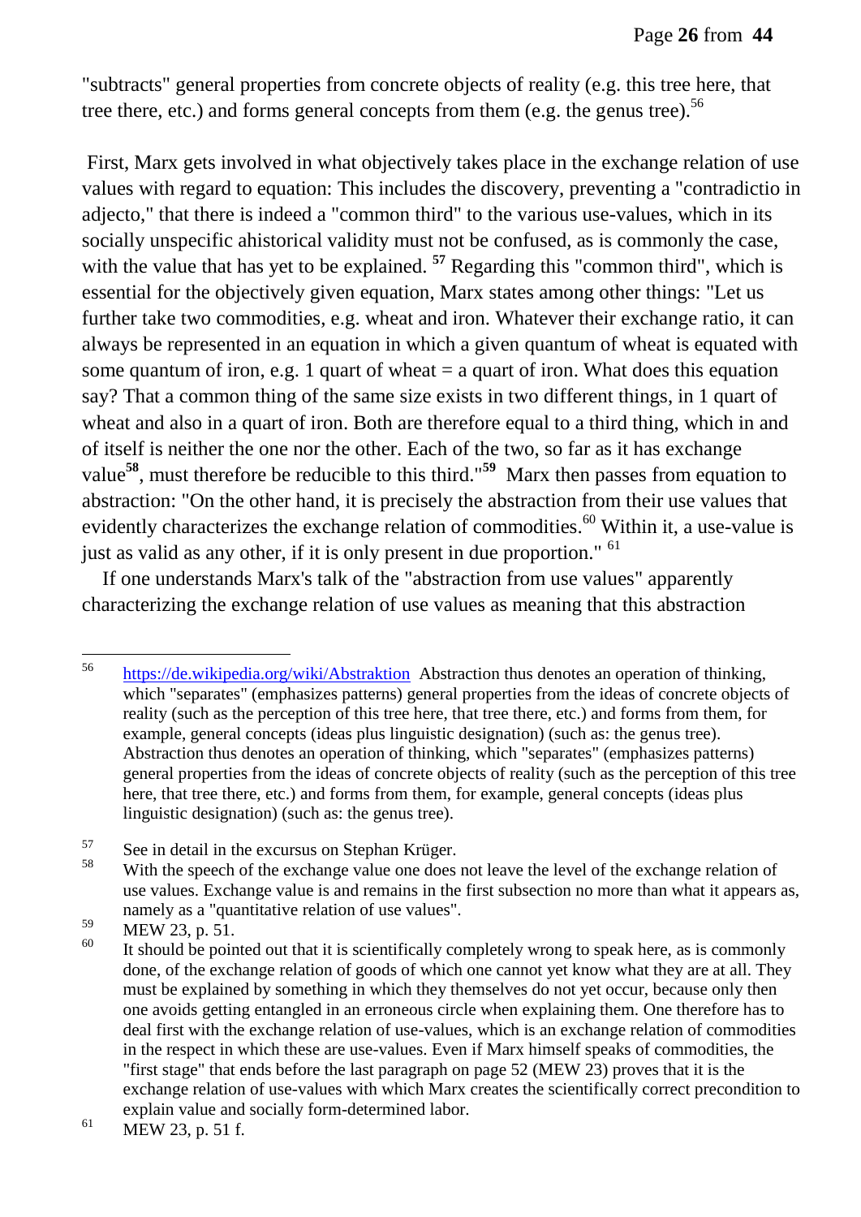"subtracts" general properties from concrete objects of reality (e.g. this tree here, that tree there, etc.) and forms general concepts from them (e.g. the genus tree).[56]

First, Marx gets involved in what objectively takes place in the exchange relation of use values with regard to equation: This includes the discovery, preventing a "contradictio in adjecto," that there is indeed a "common third" to the various use-values, which in its socially unspecific ahistorical validity must not be confused, as is commonly the case, with the value that has yet to be explained. [57] Regarding this "common third", which is essential for the objectively given equation, Marx states among other things: "Let us further take two commodities, e.g. wheat and iron. Whatever their exchange ratio, it can always be represented in an equation in which a given quantum of wheat is equated with some quantum of iron, e.g. 1 quart of wheat = a quart of iron. What does this equation say? That a common thing of the same size exists in two different things, in 1 quart of wheat and also in a quart of iron. Both are therefore equal to a third thing, which in and of itself is neither the one nor the other. Each of the two, so far as it has exchange value[58], must therefore be reducible to this third."[59] Marx then passes from equation to abstraction: "On the other hand, it is precisely the abstraction from their use values that evidently characterizes the exchange relation of commodities.[60] Within it, a use-value is just as valid as any other, if it is only present in due proportion." [61]

If one understands Marx's talk of the "abstraction from use values" apparently characterizing the exchange relation of use values as meaning that this abstraction

---

[56] https://de.wikipedia.org/wiki/Abstraktion Abstraction thus denotes an operation of thinking, which "separates" (emphasizes patterns) general properties from the ideas of concrete objects of reality (such as the perception of this tree here, that tree there, etc.) and forms from them, for example, general concepts (ideas plus linguistic designation) (such as: the genus tree). Abstraction thus denotes an operation of thinking, which "separates" (emphasizes patterns) general properties from the ideas of concrete objects of reality (such as the perception of this tree here, that tree there, etc.) and forms from them, for example, general concepts (ideas plus linguistic designation) (such as: the genus tree).

[57] See in detail in the excursus on Stephan Krüger.

[58] With the speech of the exchange value one does not leave the level of the exchange relation of use values. Exchange value is and remains in the first subsection no more than what it appears as, namely as a "quantitative relation of use values".

[59] MEW 23, p. 51.

[60] It should be pointed out that it is scientifically completely wrong to speak here, as is commonly done, of the exchange relation of goods of which one cannot yet know what they are at all. They must be explained by something in which they themselves do not yet occur, because only then one avoids getting entangled in an erroneous circle when explaining them. One therefore has to deal first with the exchange relation of use-values, which is an exchange relation of commodities in the respect in which these are use-values. Even if Marx himself speaks of commodities, the "first stage" that ends before the last paragraph on page 52 (MEW 23) proves that it is the exchange relation of use-values with which Marx creates the scientifically correct precondition to explain value and socially form-determined labor.

[61] MEW 23, p. 51 f.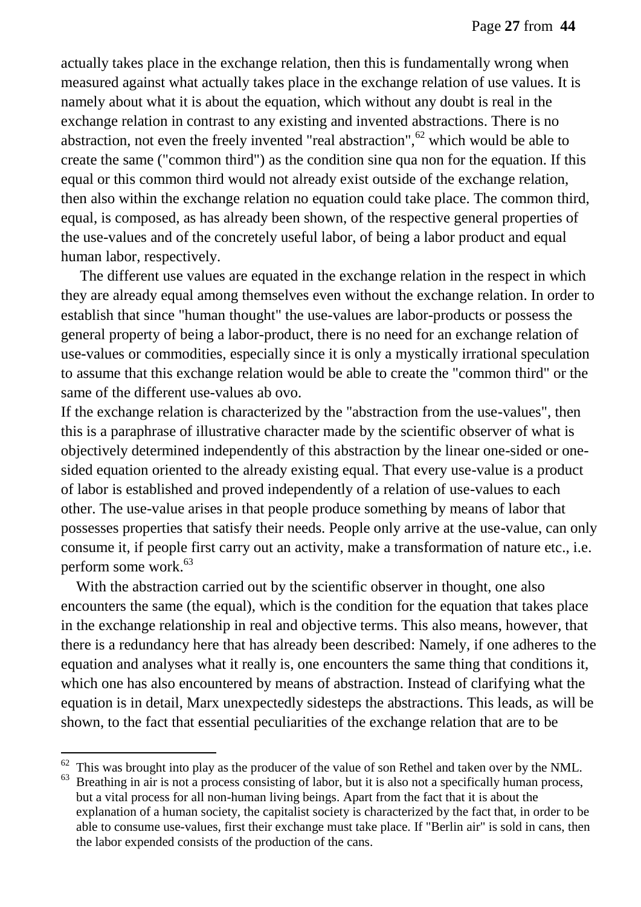actually takes place in the exchange relation, then this is fundamentally wrong when measured against what actually takes place in the exchange relation of use values. It is namely about what it is about the equation, which without any doubt is real in the exchange relation in contrast to any existing and invented abstractions. There is no abstraction, not even the freely invented "real abstraction",[62] which would be able to create the same ("common third") as the condition sine qua non for the equation. If this equal or this common third would not already exist outside of the exchange relation, then also within the exchange relation no equation could take place. The common third, equal, is composed, as has already been shown, of the respective general properties of the use-values and of the concretely useful labor, of being a labor product and equal human labor, respectively.

The different use values are equated in the exchange relation in the respect in which they are already equal among themselves even without the exchange relation. In order to establish that since "human thought" the use-values are labor-products or possess the general property of being a labor-product, there is no need for an exchange relation of use-values or commodities, especially since it is only a mystically irrational speculation to assume that this exchange relation would be able to create the "common third" or the same of the different use-values ab ovo.

If the exchange relation is characterized by the "abstraction from the use-values", then this is a paraphrase of illustrative character made by the scientific observer of what is objectively determined independently of this abstraction by the linear one-sided or one-sided equation oriented to the already existing equal. That every use-value is a product of labor is established and proved independently of a relation of use-values to each other. The use-value arises in that people produce something by means of labor that possesses properties that satisfy their needs. People only arrive at the use-value, can only consume it, if people first carry out an activity, make a transformation of nature etc., i.e. perform some work.[63]

With the abstraction carried out by the scientific observer in thought, one also encounters the same (the equal), which is the condition for the equation that takes place in the exchange relationship in real and objective terms. This also means, however, that there is a redundancy here that has already been described: Namely, if one adheres to the equation and analyses what it really is, one encounters the same thing that conditions it, which one has also encountered by means of abstraction. Instead of clarifying what the equation is in detail, Marx unexpectedly sidesteps the abstractions. This leads, as will be shown, to the fact that essential peculiarities of the exchange relation that are to be

---

[62] This was brought into play as the producer of the value of son Rethel and taken over by the NML.

[63] Breathing in air is not a process consisting of labor, but it is also not a specifically human process, but a vital process for all non-human living beings. Apart from the fact that it is about the explanation of a human society, the capitalist society is characterized by the fact that, in order to be able to consume use-values, first their exchange must take place. If "Berlin air" is sold in cans, then the labor expended consists of the production of the cans.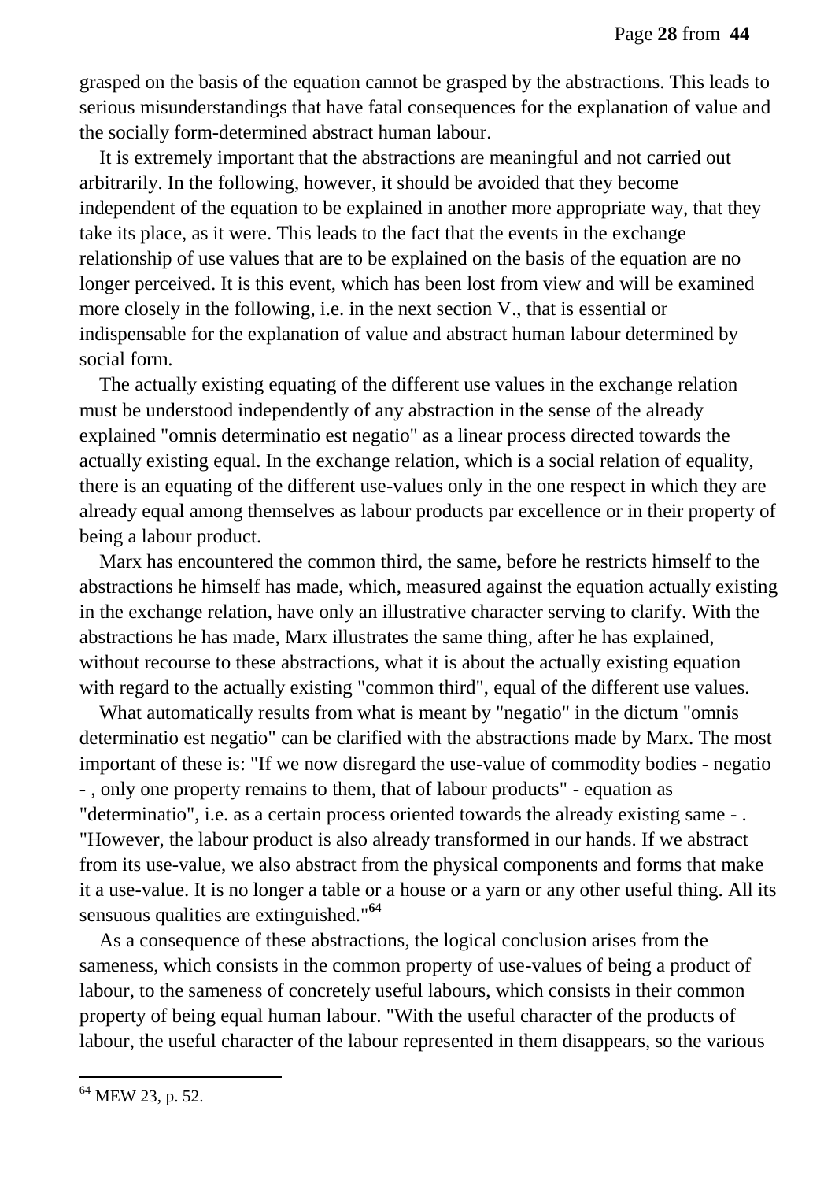grasped on the basis of the equation cannot be grasped by the abstractions. This leads to serious misunderstandings that have fatal consequences for the explanation of value and the socially form-determined abstract human labour.

It is extremely important that the abstractions are meaningful and not carried out arbitrarily. In the following, however, it should be avoided that they become independent of the equation to be explained in another more appropriate way, that they take its place, as it were. This leads to the fact that the events in the exchange relationship of use values that are to be explained on the basis of the equation are no longer perceived. It is this event, which has been lost from view and will be examined more closely in the following, i.e. in the next section V., that is essential or indispensable for the explanation of value and abstract human labour determined by social form.

The actually existing equating of the different use values in the exchange relation must be understood independently of any abstraction in the sense of the already explained "omnis determinatio est negatio" as a linear process directed towards the actually existing equal. In the exchange relation, which is a social relation of equality, there is an equating of the different use-values only in the one respect in which they are already equal among themselves as labour products par excellence or in their property of being a labour product.

Marx has encountered the common third, the same, before he restricts himself to the abstractions he himself has made, which, measured against the equation actually existing in the exchange relation, have only an illustrative character serving to clarify. With the abstractions he has made, Marx illustrates the same thing, after he has explained, without recourse to these abstractions, what it is about the actually existing equation with regard to the actually existing "common third", equal of the different use values.

What automatically results from what is meant by "negatio" in the dictum "omnis determinatio est negatio" can be clarified with the abstractions made by Marx. The most important of these is: "If we now disregard the use-value of commodity bodies - negatio - , only one property remains to them, that of labour products" - equation as "determinatio", i.e. as a certain process oriented towards the already existing same - . "However, the labour product is also already transformed in our hands. If we abstract from its use-value, we also abstract from the physical components and forms that make it a use-value. It is no longer a table or a house or a yarn or any other useful thing. All its sensuous qualities are extinguished."[64]

As a consequence of these abstractions, the logical conclusion arises from the sameness, which consists in the common property of use-values of being a product of labour, to the sameness of concretely useful labours, which consists in their common property of being equal human labour. "With the useful character of the products of labour, the useful character of the labour represented in them disappears, so the various

---

[64] MEW 23, p. 52.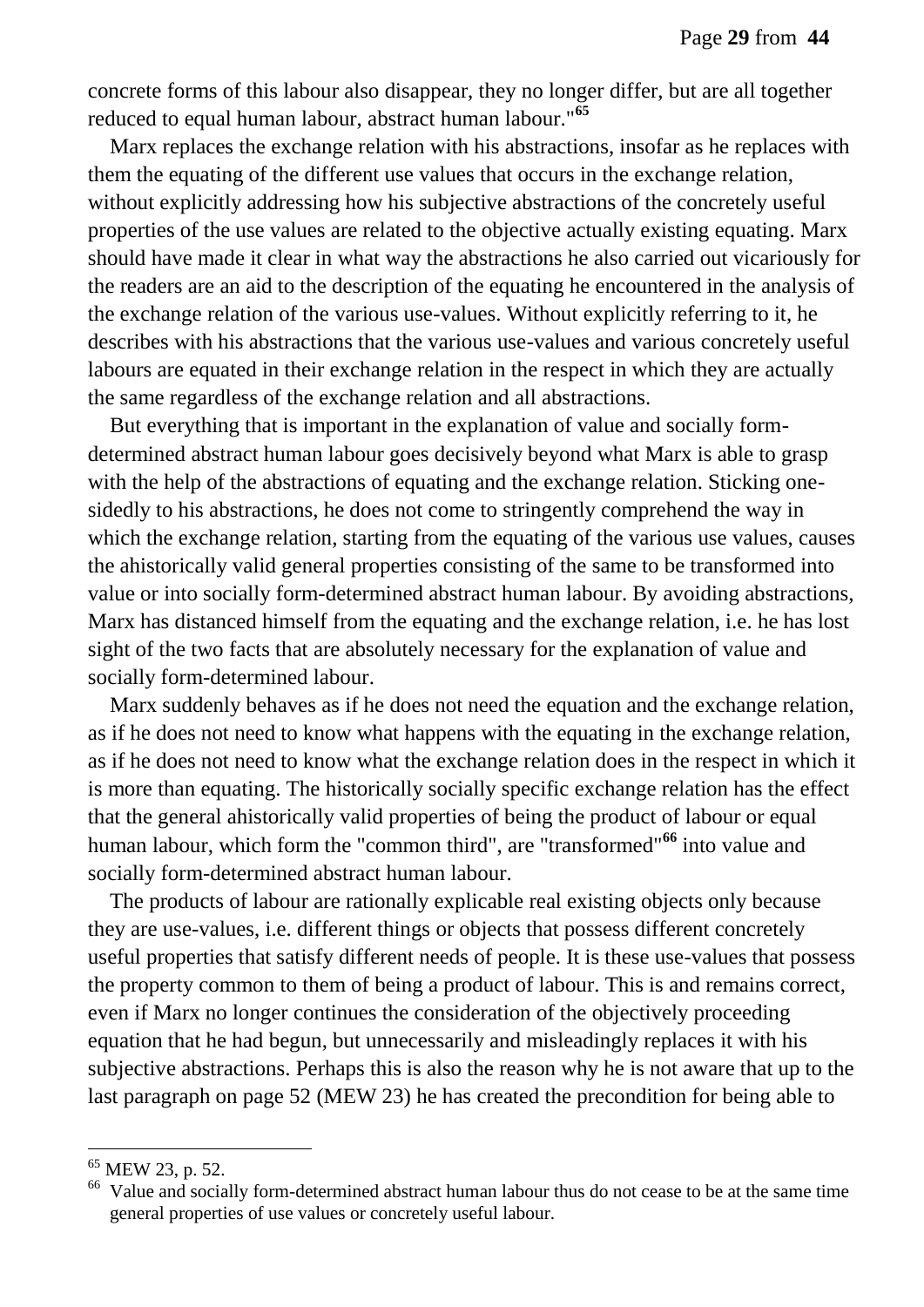concrete forms of this labour also disappear, they no longer differ, but are all together reduced to equal human labour, abstract human labour."[65]

Marx replaces the exchange relation with his abstractions, insofar as he replaces with them the equating of the different use values that occurs in the exchange relation, without explicitly addressing how his subjective abstractions of the concretely useful properties of the use values are related to the objective actually existing equating. Marx should have made it clear in what way the abstractions he also carried out vicariously for the readers are an aid to the description of the equating he encountered in the analysis of the exchange relation of the various use-values. Without explicitly referring to it, he describes with his abstractions that the various use-values and various concretely useful labours are equated in their exchange relation in the respect in which they are actually the same regardless of the exchange relation and all abstractions.

But everything that is important in the explanation of value and socially form-determined abstract human labour goes decisively beyond what Marx is able to grasp with the help of the abstractions of equating and the exchange relation. Sticking one-sidedly to his abstractions, he does not come to stringently comprehend the way in which the exchange relation, starting from the equating of the various use values, causes the ahistorically valid general properties consisting of the same to be transformed into value or into socially form-determined abstract human labour. By avoiding abstractions, Marx has distanced himself from the equating and the exchange relation, i.e. he has lost sight of the two facts that are absolutely necessary for the explanation of value and socially form-determined labour.

Marx suddenly behaves as if he does not need the equation and the exchange relation, as if he does not need to know what happens with the equating in the exchange relation, as if he does not need to know what the exchange relation does in the respect in which it is more than equating. The historically socially specific exchange relation has the effect that the general ahistorically valid properties of being the product of labour or equal human labour, which form the "common third", are "transformed"[66] into value and socially form-determined abstract human labour.

The products of labour are rationally explicable real existing objects only because they are use-values, i.e. different things or objects that possess different concretely useful properties that satisfy different needs of people. It is these use-values that possess the property common to them of being a product of labour. This is and remains correct, even if Marx no longer continues the consideration of the objectively proceeding equation that he had begun, but unnecessarily and misleadingly replaces it with his subjective abstractions. Perhaps this is also the reason why he is not aware that up to the last paragraph on page 52 (MEW 23) he has created the precondition for being able to

---

[65] MEW 23, p. 52.

[66] Value and socially form-determined abstract human labour thus do not cease to be at the same time general properties of use values or concretely useful labour.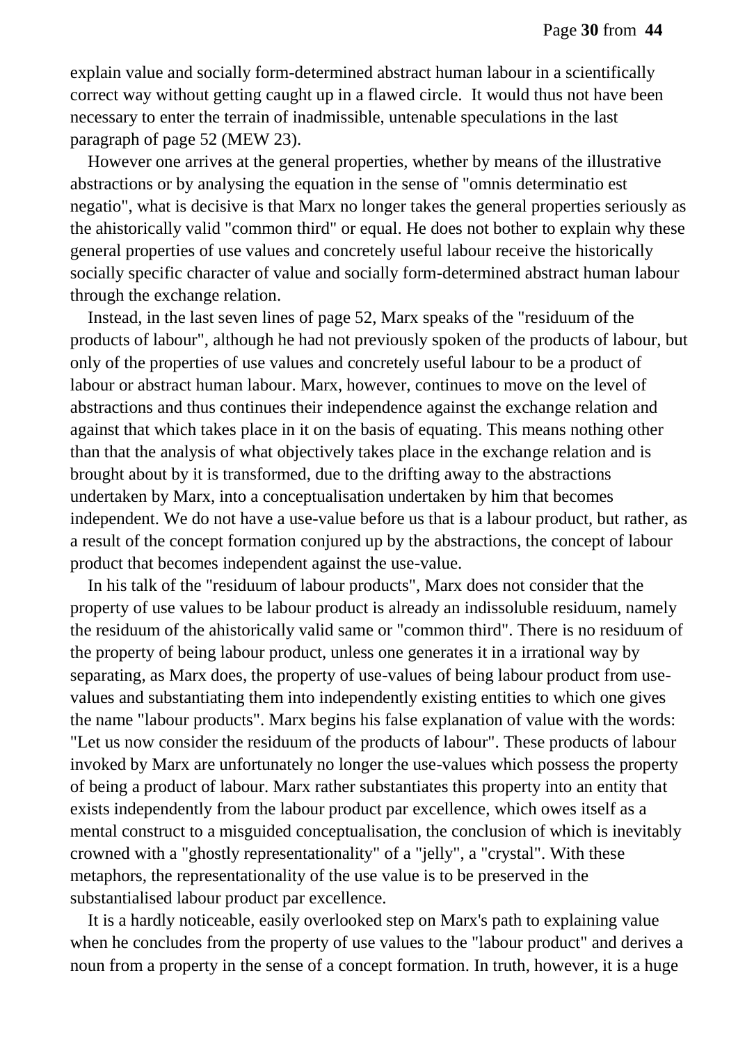explain value and socially form-determined abstract human labour in a scientifically correct way without getting caught up in a flawed circle. It would thus not have been necessary to enter the terrain of inadmissible, untenable speculations in the last paragraph of page 52 (MEW 23).

However one arrives at the general properties, whether by means of the illustrative abstractions or by analysing the equation in the sense of "omnis determinatio est negatio", what is decisive is that Marx no longer takes the general properties seriously as the ahistorically valid "common third" or equal. He does not bother to explain why these general properties of use values and concretely useful labour receive the historically socially specific character of value and socially form-determined abstract human labour through the exchange relation.

Instead, in the last seven lines of page 52, Marx speaks of the "residuum of the products of labour", although he had not previously spoken of the products of labour, but only of the properties of use values and concretely useful labour to be a product of labour or abstract human labour. Marx, however, continues to move on the level of abstractions and thus continues their independence against the exchange relation and against that which takes place in it on the basis of equating. This means nothing other than that the analysis of what objectively takes place in the exchange relation and is brought about by it is transformed, due to the drifting away to the abstractions undertaken by Marx, into a conceptualisation undertaken by him that becomes independent. We do not have a use-value before us that is a labour product, but rather, as a result of the concept formation conjured up by the abstractions, the concept of labour product that becomes independent against the use-value.

In his talk of the "residuum of labour products", Marx does not consider that the property of use values to be labour product is already an indissoluble residuum, namely the residuum of the ahistorically valid same or "common third". There is no residuum of the property of being labour product, unless one generates it in a irrational way by separating, as Marx does, the property of use-values of being labour product from use-values and substantiating them into independently existing entities to which one gives the name "labour products". Marx begins his false explanation of value with the words: "Let us now consider the residuum of the products of labour". These products of labour invoked by Marx are unfortunately no longer the use-values which possess the property of being a product of labour. Marx rather substantiates this property into an entity that exists independently from the labour product par excellence, which owes itself as a mental construct to a misguided conceptualisation, the conclusion of which is inevitably crowned with a "ghostly representationality" of a "jelly", a "crystal". With these metaphors, the representationality of the use value is to be preserved in the substantialised labour product par excellence.

It is a hardly noticeable, easily overlooked step on Marx's path to explaining value when he concludes from the property of use values to the "labour product" and derives a noun from a property in the sense of a concept formation. In truth, however, it is a huge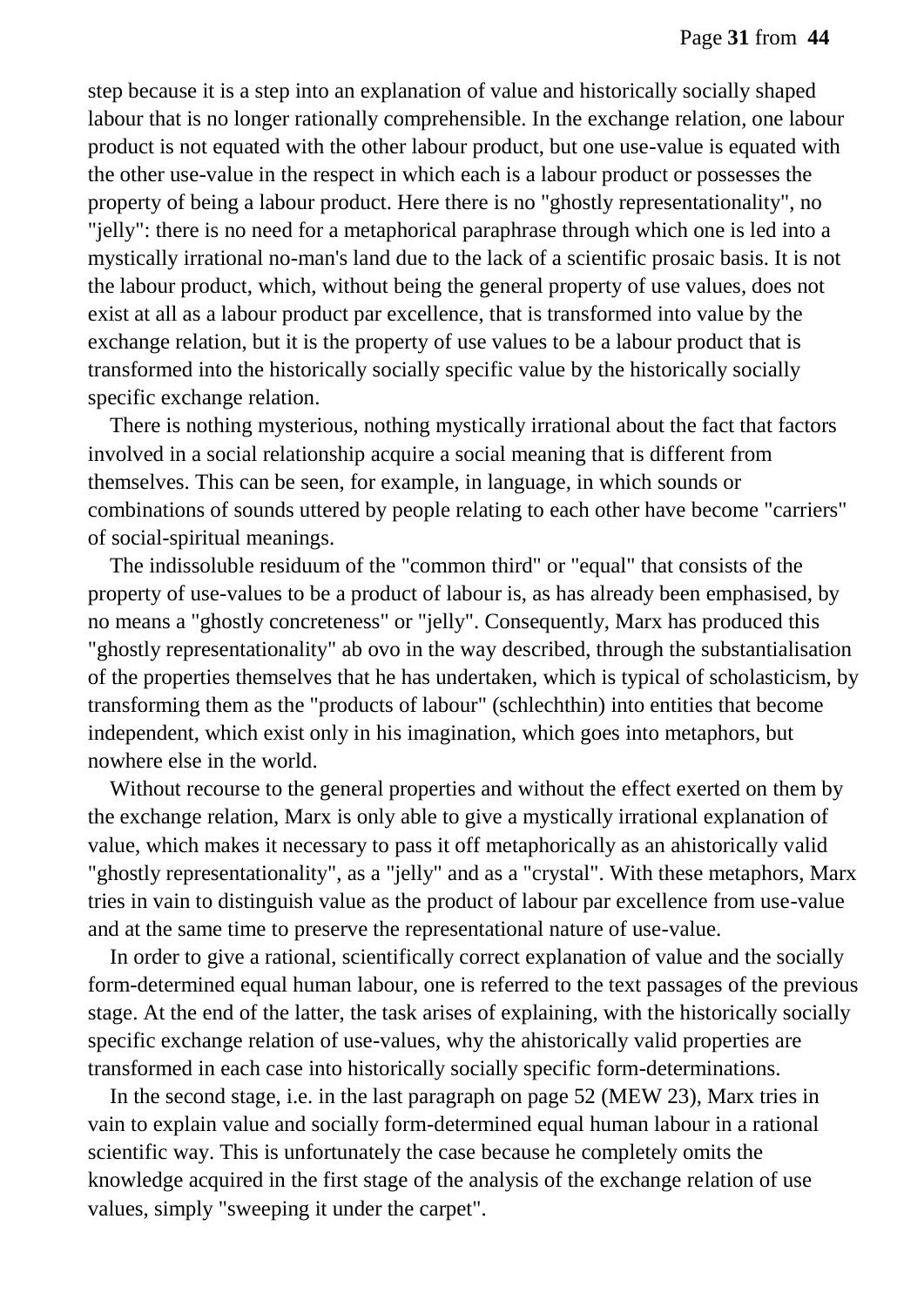step because it is a step into an explanation of value and historically socially shaped labour that is no longer rationally comprehensible. In the exchange relation, one labour product is not equated with the other labour product, but one use-value is equated with the other use-value in the respect in which each is a labour product or possesses the property of being a labour product. Here there is no "ghostly representationality", no "jelly": there is no need for a metaphorical paraphrase through which one is led into a mystically irrational no-man's land due to the lack of a scientific prosaic basis. It is not the labour product, which, without being the general property of use values, does not exist at all as a labour product par excellence, that is transformed into value by the exchange relation, but it is the property of use values to be a labour product that is transformed into the historically socially specific value by the historically socially specific exchange relation.

There is nothing mysterious, nothing mystically irrational about the fact that factors involved in a social relationship acquire a social meaning that is different from themselves. This can be seen, for example, in language, in which sounds or combinations of sounds uttered by people relating to each other have become "carriers" of social-spiritual meanings.

The indissoluble residuum of the "common third" or "equal" that consists of the property of use-values to be a product of labour is, as has already been emphasised, by no means a "ghostly concreteness" or "jelly". Consequently, Marx has produced this "ghostly representationality" ab ovo in the way described, through the substantialisation of the properties themselves that he has undertaken, which is typical of scholasticism, by transforming them as the "products of labour" (schlechthin) into entities that become independent, which exist only in his imagination, which goes into metaphors, but nowhere else in the world.

Without recourse to the general properties and without the effect exerted on them by the exchange relation, Marx is only able to give a mystically irrational explanation of value, which makes it necessary to pass it off metaphorically as an ahistorically valid "ghostly representationality", as a "jelly" and as a "crystal". With these metaphors, Marx tries in vain to distinguish value as the product of labour par excellence from use-value and at the same time to preserve the representational nature of use-value.

In order to give a rational, scientifically correct explanation of value and the socially form-determined equal human labour, one is referred to the text passages of the previous stage. At the end of the latter, the task arises of explaining, with the historically socially specific exchange relation of use-values, why the ahistorically valid properties are transformed in each case into historically socially specific form-determinations.

In the second stage, i.e. in the last paragraph on page 52 (MEW 23), Marx tries in vain to explain value and socially form-determined equal human labour in a rational scientific way. This is unfortunately the case because he completely omits the knowledge acquired in the first stage of the analysis of the exchange relation of use values, simply "sweeping it under the carpet".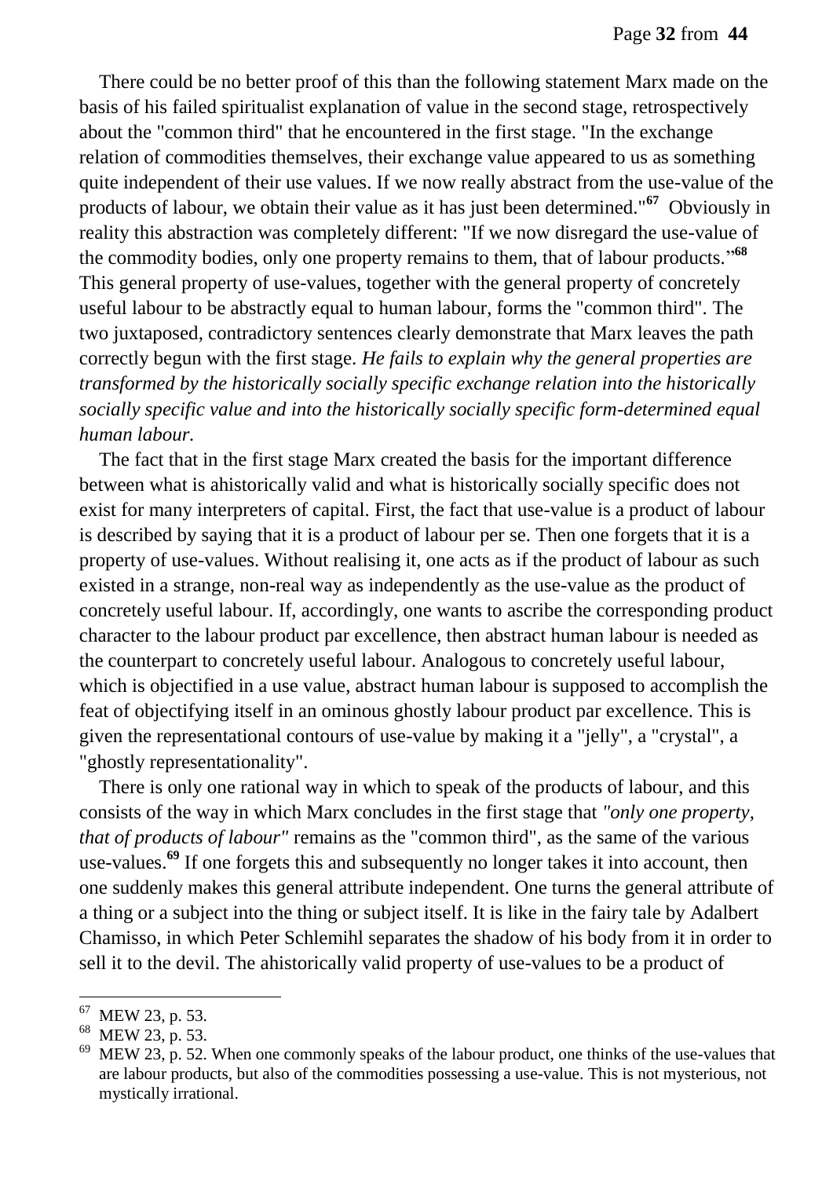There could be no better proof of this than the following statement Marx made on the basis of his failed spiritualist explanation of value in the second stage, retrospectively about the "common third" that he encountered in the first stage. "In the exchange relation of commodities themselves, their exchange value appeared to us as something quite independent of their use values. If we now really abstract from the use-value of the products of labour, we obtain their value as it has just been determined."[67] Obviously in reality this abstraction was completely different: "If we now disregard the use-value of the commodity bodies, only one property remains to them, that of labour products."[68] This general property of use-values, together with the general property of concretely useful labour to be abstractly equal to human labour, forms the "common third". The two juxtaposed, contradictory sentences clearly demonstrate that Marx leaves the path correctly begun with the first stage. *He fails to explain why the general properties are transformed by the historically socially specific exchange relation into the historically socially specific value and into the historically socially specific form-determined equal human labour.*

The fact that in the first stage Marx created the basis for the important difference between what is ahistorically valid and what is historically socially specific does not exist for many interpreters of capital. First, the fact that use-value is a product of labour is described by saying that it is a product of labour per se. Then one forgets that it is a property of use-values. Without realising it, one acts as if the product of labour as such existed in a strange, non-real way as independently as the use-value as the product of concretely useful labour. If, accordingly, one wants to ascribe the corresponding product character to the labour product par excellence, then abstract human labour is needed as the counterpart to concretely useful labour. Analogous to concretely useful labour, which is objectified in a use value, abstract human labour is supposed to accomplish the feat of objectifying itself in an ominous ghostly labour product par excellence. This is given the representational contours of use-value by making it a "jelly", a "crystal", a "ghostly representationality".

There is only one rational way in which to speak of the products of labour, and this consists of the way in which Marx concludes in the first stage that *"only one property, that of products of labour"* remains as the "common third", as the same of the various use-values.[69] If one forgets this and subsequently no longer takes it into account, then one suddenly makes this general attribute independent. One turns the general attribute of a thing or a subject into the thing or subject itself. It is like in the fairy tale by Adalbert Chamisso, in which Peter Schlemihl separates the shadow of his body from it in order to sell it to the devil. The ahistorically valid property of use-values to be a product of

---

[67] MEW 23, p. 53.

[68] MEW 23, p. 53.

[69] MEW 23, p. 52. When one commonly speaks of the labour product, one thinks of the use-values that are labour products, but also of the commodities possessing a use-value. This is not mysterious, not mystically irrational.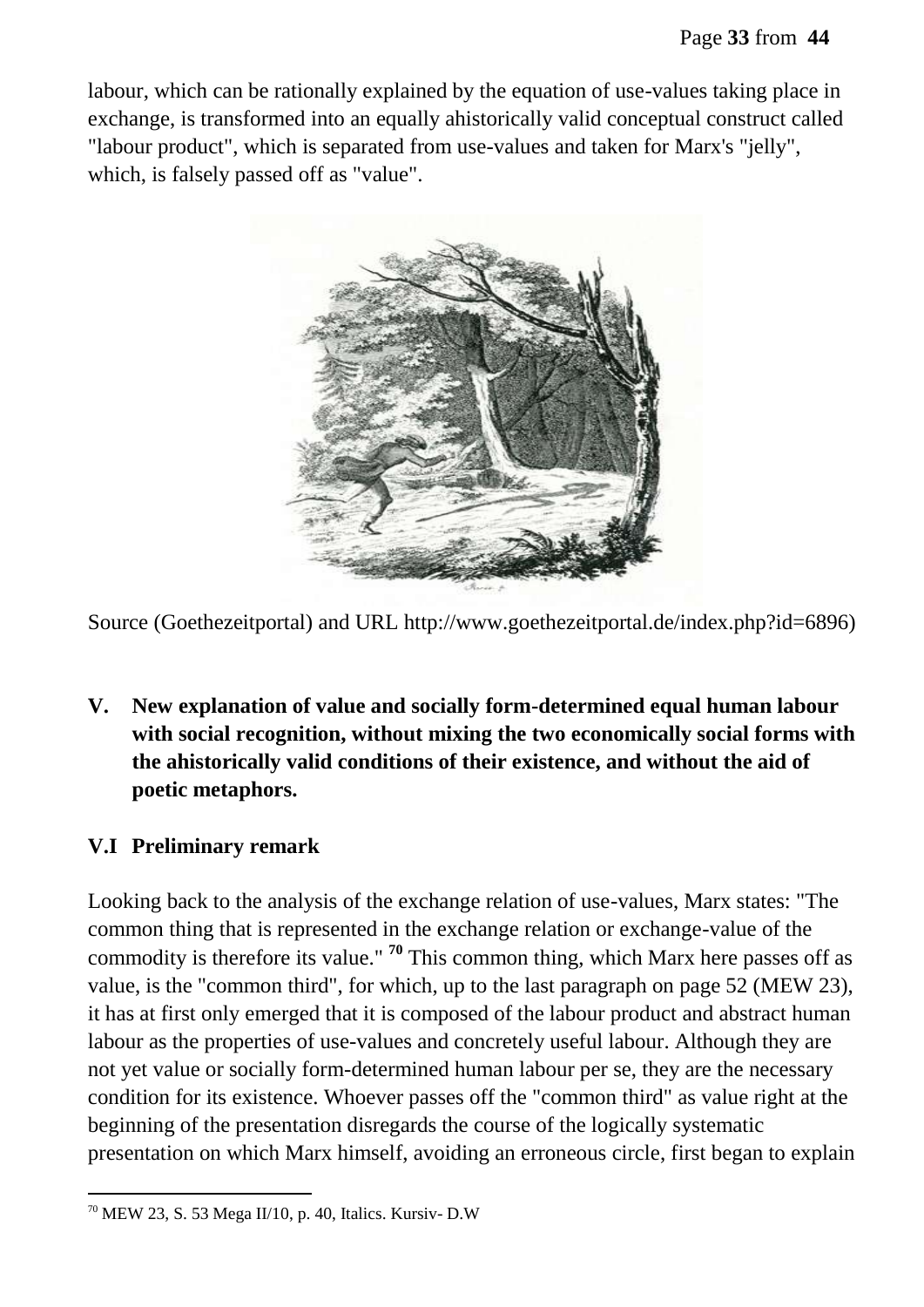labour, which can be rationally explained by the equation of use-values taking place in exchange, is transformed into an equally ahistorically valid conceptual construct called "labour product", which is separated from use-values and taken for Marx's "jelly", which, is falsely passed off as "value".

Source (Goethezeitportal) and URL http://www.goethezeitportal.de/index.php?id=6896)

## V. New explanation of value and socially form-determined equal human labour with social recognition, without mixing the two economically social forms with the ahistorically valid conditions of their existence, and without the aid of poetic metaphors.

### V.I Preliminary remark

Looking back to the analysis of the exchange relation of use-values, Marx states: "The common thing that is represented in the exchange relation or exchange-value of the commodity is therefore its value." [70] This common thing, which Marx here passes off as value, is the "common third", for which, up to the last paragraph on page 52 (MEW 23), it has at first only emerged that it is composed of the labour product and abstract human labour as the properties of use-values and concretely useful labour. Although they are not yet value or socially form-determined human labour per se, they are the necessary condition for its existence. Whoever passes off the "common third" as value right at the beginning of the presentation disregards the course of the logically systematic presentation on which Marx himself, avoiding an erroneous circle, first began to explain

[70] MEW 23, S. 53 Mega II/10, p. 40, Italics. Kursiv- D.W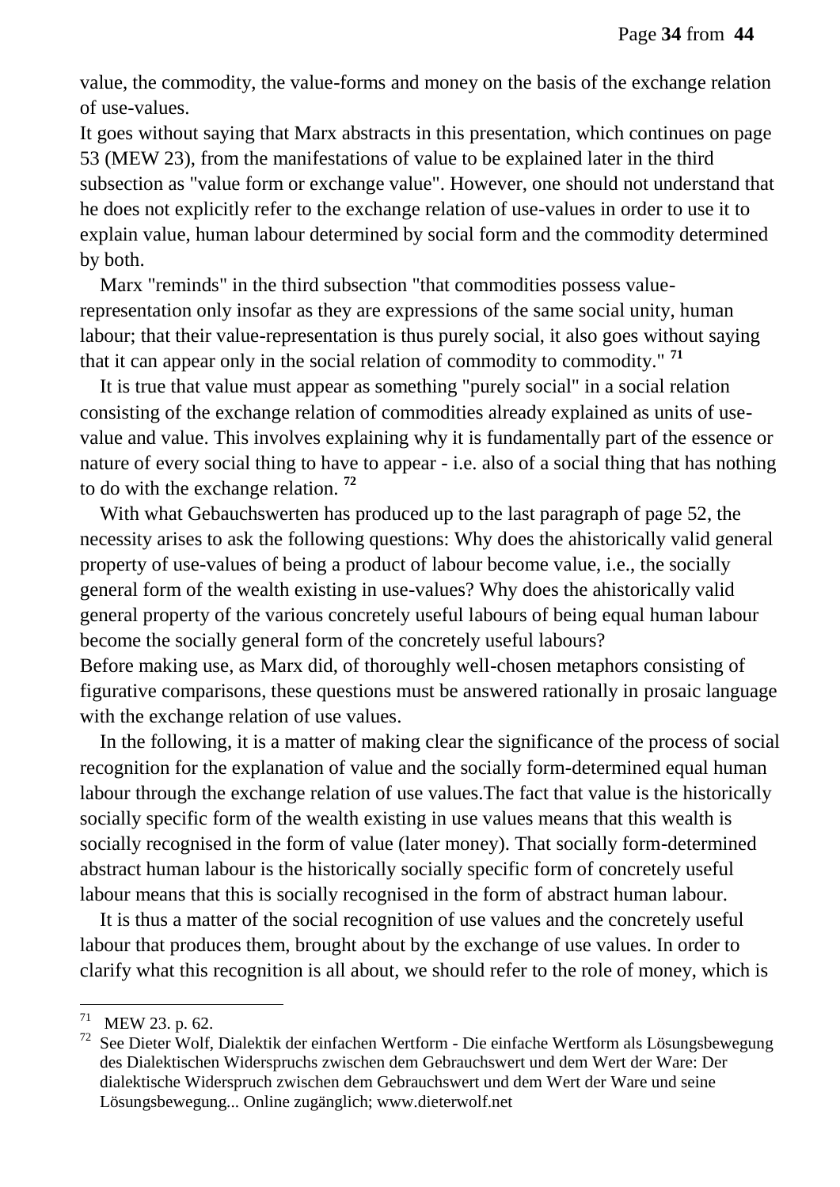value, the commodity, the value-forms and money on the basis of the exchange relation of use-values.
It goes without saying that Marx abstracts in this presentation, which continues on page 53 (MEW 23), from the manifestations of value to be explained later in the third subsection as "value form or exchange value". However, one should not understand that he does not explicitly refer to the exchange relation of use-values in order to use it to explain value, human labour determined by social form and the commodity determined by both.

Marx "reminds" in the third subsection "that commodities possess value-representation only insofar as they are expressions of the same social unity, human labour; that their value-representation is thus purely social, it also goes without saying that it can appear only in the social relation of commodity to commodity." [71]

It is true that value must appear as something "purely social" in a social relation consisting of the exchange relation of commodities already explained as units of use-value and value. This involves explaining why it is fundamentally part of the essence or nature of every social thing to have to appear - i.e. also of a social thing that has nothing to do with the exchange relation. [72]

With what Gebauchswerten has produced up to the last paragraph of page 52, the necessity arises to ask the following questions: Why does the ahistorically valid general property of use-values of being a product of labour become value, i.e., the socially general form of the wealth existing in use-values? Why does the ahistorically valid general property of the various concretely useful labours of being equal human labour become the socially general form of the concretely useful labours?
Before making use, as Marx did, of thoroughly well-chosen metaphors consisting of figurative comparisons, these questions must be answered rationally in prosaic language with the exchange relation of use values.

In the following, it is a matter of making clear the significance of the process of social recognition for the explanation of value and the socially form-determined equal human labour through the exchange relation of use values.The fact that value is the historically socially specific form of the wealth existing in use values means that this wealth is socially recognised in the form of value (later money). That socially form-determined abstract human labour is the historically socially specific form of concretely useful labour means that this is socially recognised in the form of abstract human labour.

It is thus a matter of the social recognition of use values and the concretely useful labour that produces them, brought about by the exchange of use values. In order to clarify what this recognition is all about, we should refer to the role of money, which is

---

[71] MEW 23. p. 62.

[72] See Dieter Wolf, Dialektik der einfachen Wertform - Die einfache Wertform als Lösungsbewegung des Dialektischen Widerspruchs zwischen dem Gebrauchswert und dem Wert der Ware: Der dialektische Widerspruch zwischen dem Gebrauchswert und dem Wert der Ware und seine Lösungsbewegung... Online zugänglich; www.dieterwolf.net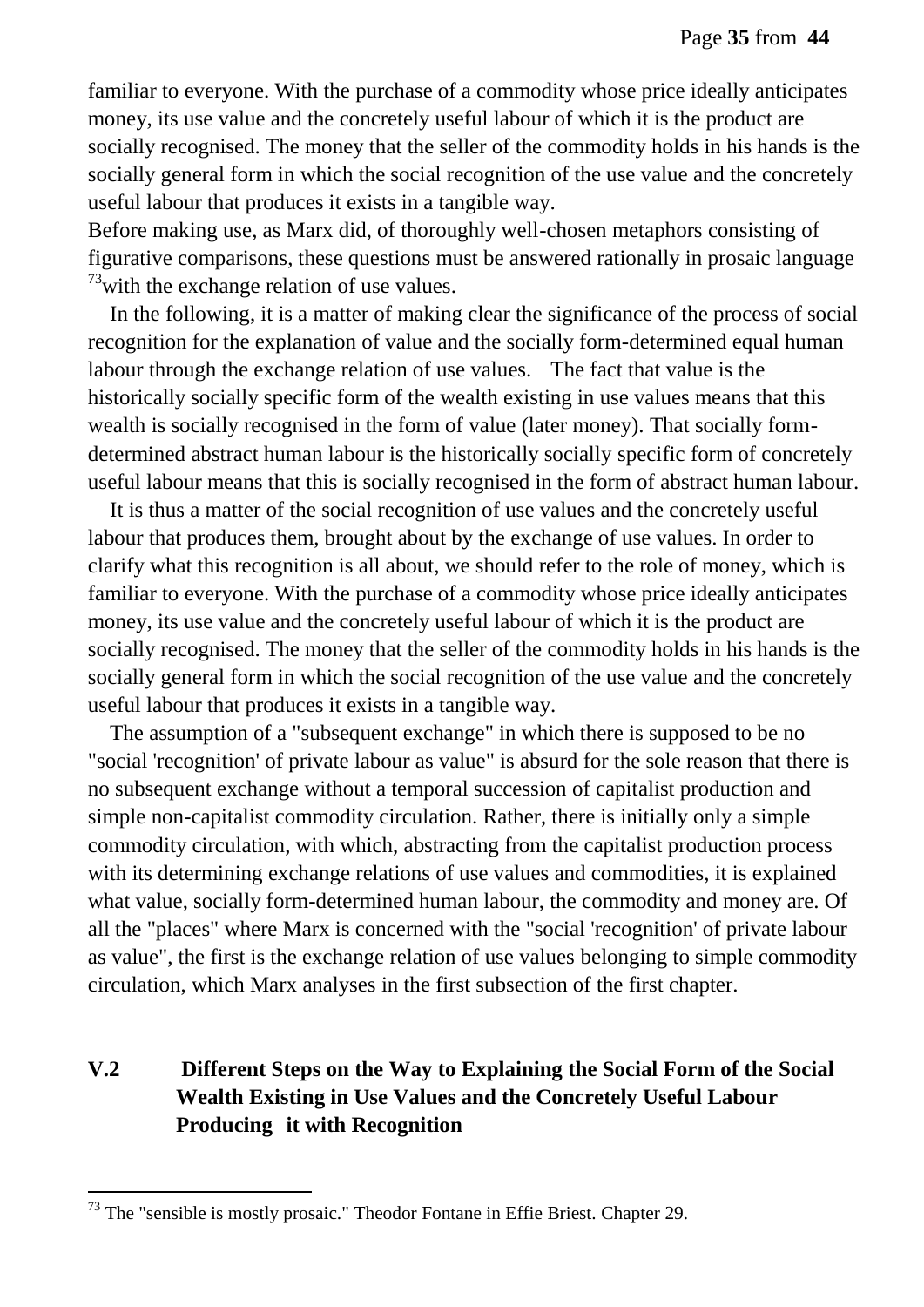familiar to everyone. With the purchase of a commodity whose price ideally anticipates money, its use value and the concretely useful labour of which it is the product are socially recognised. The money that the seller of the commodity holds in his hands is the socially general form in which the social recognition of the use value and the concretely useful labour that produces it exists in a tangible way.
Before making use, as Marx did, of thoroughly well-chosen metaphors consisting of figurative comparisons, these questions must be answered rationally in prosaic language [73]with the exchange relation of use values.

In the following, it is a matter of making clear the significance of the process of social recognition for the explanation of value and the socially form-determined equal human labour through the exchange relation of use values. The fact that value is the historically socially specific form of the wealth existing in use values means that this wealth is socially recognised in the form of value (later money). That socially form-determined abstract human labour is the historically socially specific form of concretely useful labour means that this is socially recognised in the form of abstract human labour.

It is thus a matter of the social recognition of use values and the concretely useful labour that produces them, brought about by the exchange of use values. In order to clarify what this recognition is all about, we should refer to the role of money, which is familiar to everyone. With the purchase of a commodity whose price ideally anticipates money, its use value and the concretely useful labour of which it is the product are socially recognised. The money that the seller of the commodity holds in his hands is the socially general form in which the social recognition of the use value and the concretely useful labour that produces it exists in a tangible way.

The assumption of a "subsequent exchange" in which there is supposed to be no "social 'recognition' of private labour as value" is absurd for the sole reason that there is no subsequent exchange without a temporal succession of capitalist production and simple non-capitalist commodity circulation. Rather, there is initially only a simple commodity circulation, with which, abstracting from the capitalist production process with its determining exchange relations of use values and commodities, it is explained what value, socially form-determined human labour, the commodity and money are. Of all the "places" where Marx is concerned with the "social 'recognition' of private labour as value", the first is the exchange relation of use values belonging to simple commodity circulation, which Marx analyses in the first subsection of the first chapter.

## V.2 Different Steps on the Way to Explaining the Social Form of the Social Wealth Existing in Use Values and the Concretely Useful Labour Producing it with Recognition

---

[73] The "sensible is mostly prosaic." Theodor Fontane in Effie Briest. Chapter 29.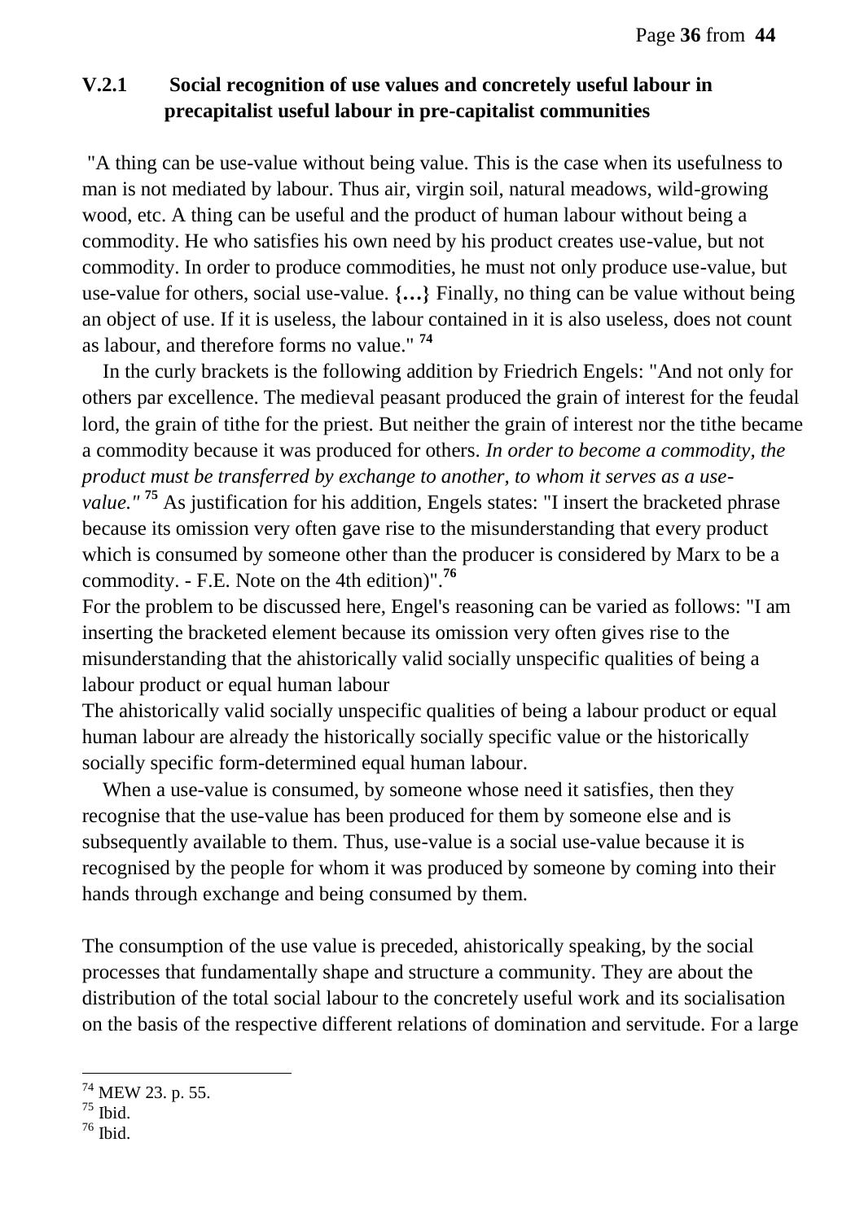### V.2.1 Social recognition of use values and concretely useful labour in precapitalist useful labour in pre-capitalist communities

"A thing can be use-value without being value. This is the case when its usefulness to man is not mediated by labour. Thus air, virgin soil, natural meadows, wild-growing wood, etc. A thing can be useful and the product of human labour without being a commodity. He who satisfies his own need by his product creates use-value, but not commodity. In order to produce commodities, he must not only produce use-value, but use-value for others, social use-value. **{…}** Finally, no thing can be value without being an object of use. If it is useless, the labour contained in it is also useless, does not count as labour, and therefore forms no value." **[74]**

In the curly brackets is the following addition by Friedrich Engels: "And not only for others par excellence. The medieval peasant produced the grain of interest for the feudal lord, the grain of tithe for the priest. But neither the grain of interest nor the tithe became a commodity because it was produced for others. *In order to become a commodity, the product must be transferred by exchange to another, to whom it serves as a use-value."* **[75]** As justification for his addition, Engels states: "I insert the bracketed phrase because its omission very often gave rise to the misunderstanding that every product which is consumed by someone other than the producer is considered by Marx to be a commodity. - F.E. Note on the 4th edition)".**[76]**

For the problem to be discussed here, Engel's reasoning can be varied as follows: "I am inserting the bracketed element because its omission very often gives rise to the misunderstanding that the ahistorically valid socially unspecific qualities of being a labour product or equal human labour

The ahistorically valid socially unspecific qualities of being a labour product or equal human labour are already the historically socially specific value or the historically socially specific form-determined equal human labour.

When a use-value is consumed, by someone whose need it satisfies, then they recognise that the use-value has been produced for them by someone else and is subsequently available to them. Thus, use-value is a social use-value because it is recognised by the people for whom it was produced by someone by coming into their hands through exchange and being consumed by them.

The consumption of the use value is preceded, ahistorically speaking, by the social processes that fundamentally shape and structure a community. They are about the distribution of the total social labour to the concretely useful work and its socialisation on the basis of the respective different relations of domination and servitude. For a large

---

[74] MEW 23. p. 55.

[75] Ibid.

[76] Ibid.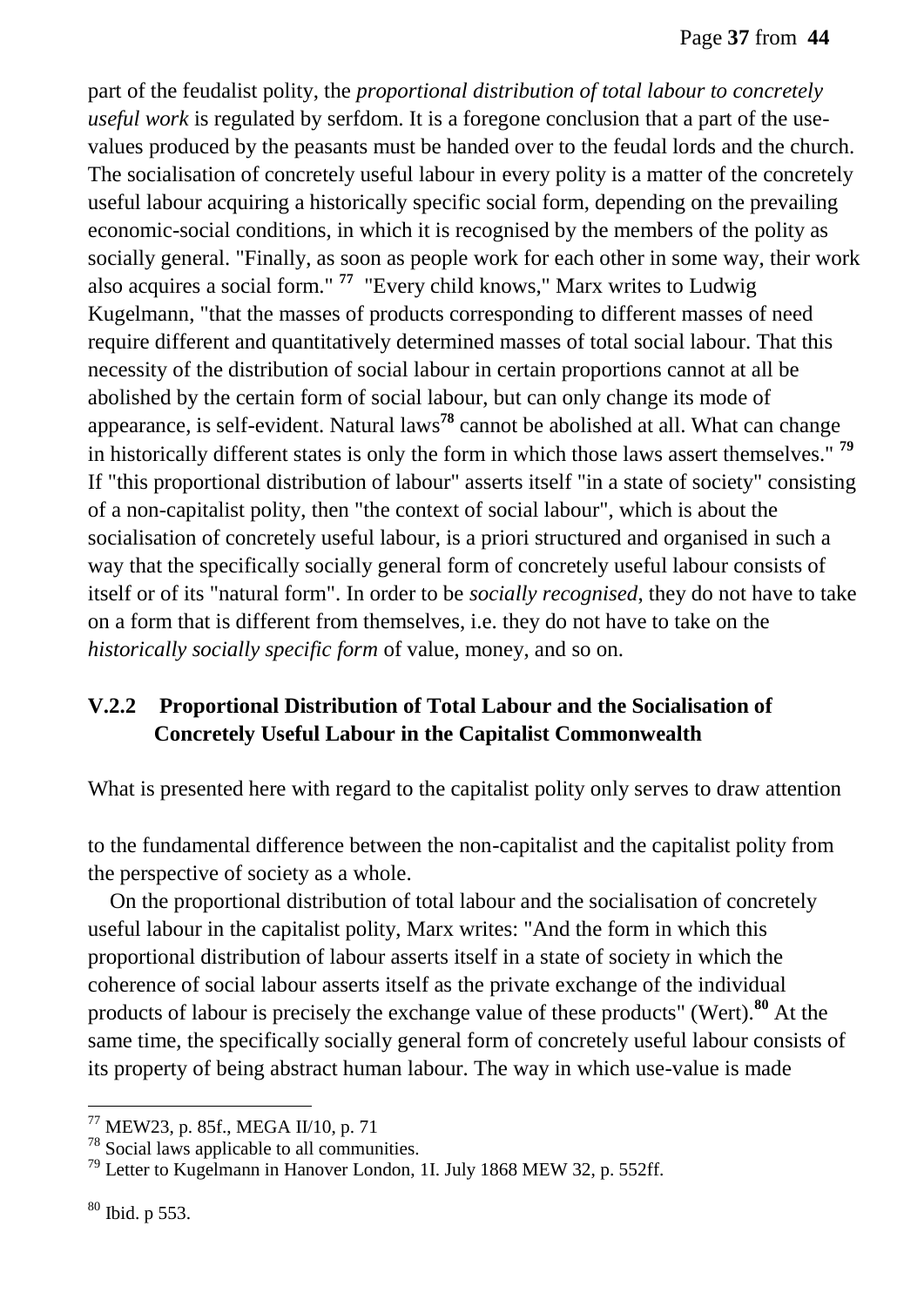part of the feudalist polity, the *proportional distribution of total labour to concretely useful work* is regulated by serfdom. It is a foregone conclusion that a part of the use-values produced by the peasants must be handed over to the feudal lords and the church. The socialisation of concretely useful labour in every polity is a matter of the concretely useful labour acquiring a historically specific social form, depending on the prevailing economic-social conditions, in which it is recognised by the members of the polity as socially general. "Finally, as soon as people work for each other in some way, their work also acquires a social form." [77] "Every child knows," Marx writes to Ludwig Kugelmann, "that the masses of products corresponding to different masses of need require different and quantitatively determined masses of total social labour. That this necessity of the distribution of social labour in certain proportions cannot at all be abolished by the certain form of social labour, but can only change its mode of appearance, is self-evident. Natural laws[78] cannot be abolished at all. What can change in historically different states is only the form in which those laws assert themselves." [79] If "this proportional distribution of labour" asserts itself "in a state of society" consisting of a non-capitalist polity, then "the context of social labour", which is about the socialisation of concretely useful labour, is a priori structured and organised in such a way that the specifically socially general form of concretely useful labour consists of itself or of its "natural form". In order to be *socially recognised*, they do not have to take on a form that is different from themselves, i.e. they do not have to take on the *historically socially specific form* of value, money, and so on.

### V.2.2 Proportional Distribution of Total Labour and the Socialisation of Concretely Useful Labour in the Capitalist Commonwealth

What is presented here with regard to the capitalist polity only serves to draw attention to the fundamental difference between the non-capitalist and the capitalist polity from the perspective of society as a whole.

On the proportional distribution of total labour and the socialisation of concretely useful labour in the capitalist polity, Marx writes: "And the form in which this proportional distribution of labour asserts itself in a state of society in which the coherence of social labour asserts itself as the private exchange of the individual products of labour is precisely the exchange value of these products" (Wert).[80] At the same time, the specifically socially general form of concretely useful labour consists of its property of being abstract human labour. The way in which use-value is made

---

[77] MEW23, p. 85f., MEGA II/10, p. 71

[78] Social laws applicable to all communities.

[79] Letter to Kugelmann in Hanover London, 1I. July 1868 MEW 32, p. 552ff.

[80] Ibid. p 553.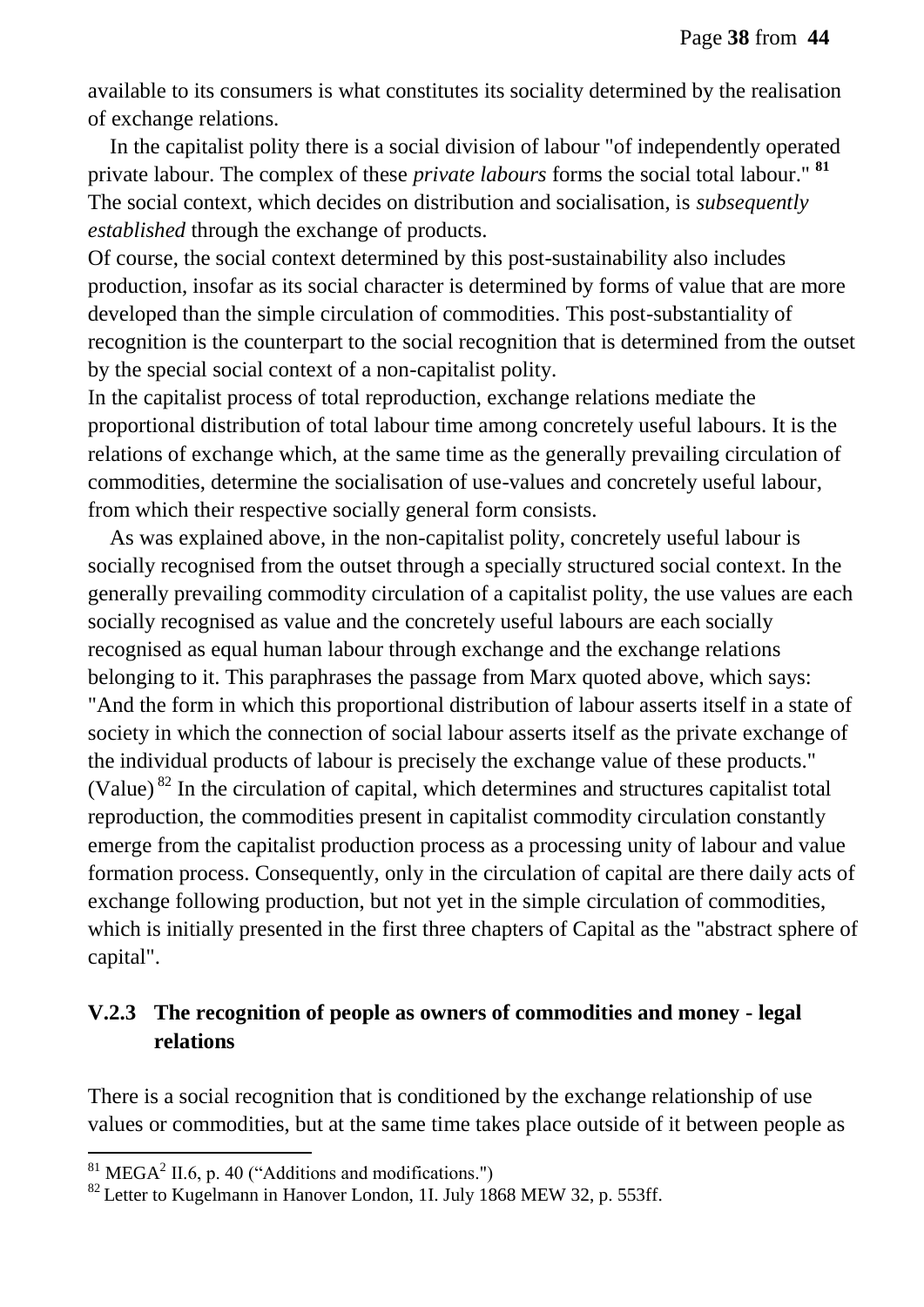available to its consumers is what constitutes its sociality determined by the realisation of exchange relations.

In the capitalist polity there is a social division of labour "of independently operated private labour. The complex of these *private labours* forms the social total labour." [81] The social context, which decides on distribution and socialisation, is *subsequently established* through the exchange of products.

Of course, the social context determined by this post-sustainability also includes production, insofar as its social character is determined by forms of value that are more developed than the simple circulation of commodities. This post-substantiality of recognition is the counterpart to the social recognition that is determined from the outset by the special social context of a non-capitalist polity.

In the capitalist process of total reproduction, exchange relations mediate the proportional distribution of total labour time among concretely useful labours. It is the relations of exchange which, at the same time as the generally prevailing circulation of commodities, determine the socialisation of use-values and concretely useful labour, from which their respective socially general form consists.

As was explained above, in the non-capitalist polity, concretely useful labour is socially recognised from the outset through a specially structured social context. In the generally prevailing commodity circulation of a capitalist polity, the use values are each socially recognised as value and the concretely useful labours are each socially recognised as equal human labour through exchange and the exchange relations belonging to it. This paraphrases the passage from Marx quoted above, which says: "And the form in which this proportional distribution of labour asserts itself in a state of society in which the connection of social labour asserts itself as the private exchange of the individual products of labour is precisely the exchange value of these products." (Value) [82] In the circulation of capital, which determines and structures capitalist total reproduction, the commodities present in capitalist commodity circulation constantly emerge from the capitalist production process as a processing unity of labour and value formation process. Consequently, only in the circulation of capital are there daily acts of exchange following production, but not yet in the simple circulation of commodities, which is initially presented in the first three chapters of Capital as the "abstract sphere of capital".

### V.2.3 The recognition of people as owners of commodities and money - legal relations

There is a social recognition that is conditioned by the exchange relationship of use values or commodities, but at the same time takes place outside of it between people as

---

[81] MEGA[2] II.6, p. 40 ("Additions and modifications.")

[82] Letter to Kugelmann in Hanover London, 1I. July 1868 MEW 32, p. 553ff.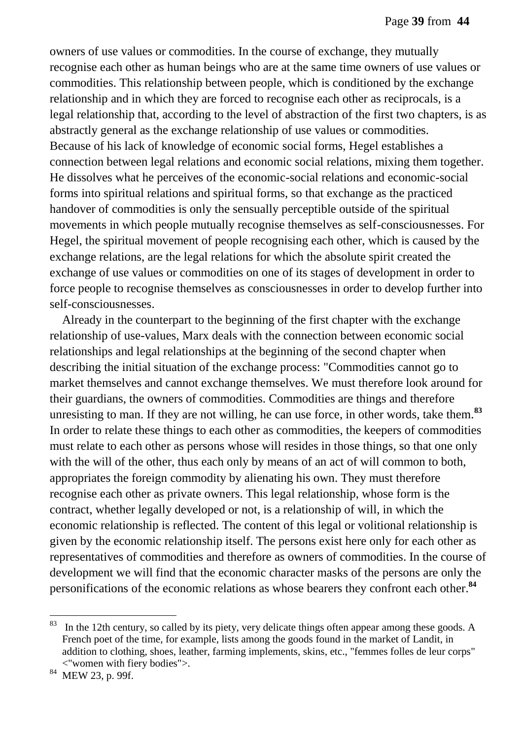owners of use values or commodities. In the course of exchange, they mutually recognise each other as human beings who are at the same time owners of use values or commodities. This relationship between people, which is conditioned by the exchange relationship and in which they are forced to recognise each other as reciprocals, is a legal relationship that, according to the level of abstraction of the first two chapters, is as abstractly general as the exchange relationship of use values or commodities.
Because of his lack of knowledge of economic social forms, Hegel establishes a connection between legal relations and economic social relations, mixing them together. He dissolves what he perceives of the economic-social relations and economic-social forms into spiritual relations and spiritual forms, so that exchange as the practiced handover of commodities is only the sensually perceptible outside of the spiritual movements in which people mutually recognise themselves as self-consciousnesses. For Hegel, the spiritual movement of people recognising each other, which is caused by the exchange relations, are the legal relations for which the absolute spirit created the exchange of use values or commodities on one of its stages of development in order to force people to recognise themselves as consciousnesses in order to develop further into self-consciousnesses.

Already in the counterpart to the beginning of the first chapter with the exchange relationship of use-values, Marx deals with the connection between economic social relationships and legal relationships at the beginning of the second chapter when describing the initial situation of the exchange process: "Commodities cannot go to market themselves and cannot exchange themselves. We must therefore look around for their guardians, the owners of commodities. Commodities are things and therefore unresisting to man. If they are not willing, he can use force, in other words, take them.[83] In order to relate these things to each other as commodities, the keepers of commodities must relate to each other as persons whose will resides in those things, so that one only with the will of the other, thus each only by means of an act of will common to both, appropriates the foreign commodity by alienating his own. They must therefore recognise each other as private owners. This legal relationship, whose form is the contract, whether legally developed or not, is a relationship of will, in which the economic relationship is reflected. The content of this legal or volitional relationship is given by the economic relationship itself. The persons exist here only for each other as representatives of commodities and therefore as owners of commodities. In the course of development we will find that the economic character masks of the persons are only the personifications of the economic relations as whose bearers they confront each other.[84]

---

[83] In the 12th century, so called by its piety, very delicate things often appear among these goods. A French poet of the time, for example, lists among the goods found in the market of Landit, in addition to clothing, shoes, leather, farming implements, skins, etc., "femmes folles de leur corps" <"women with fiery bodies">.

[84] MEW 23, p. 99f.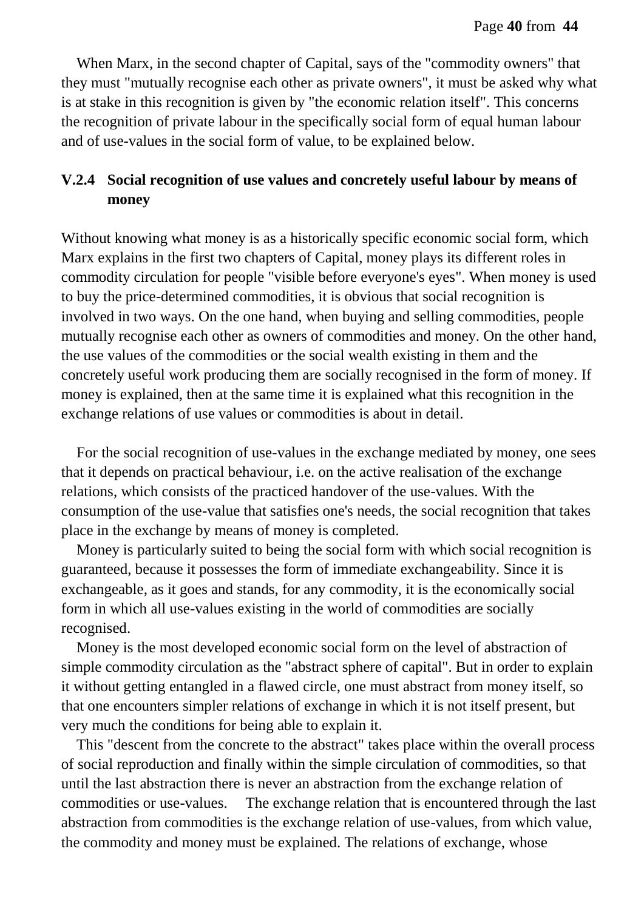When Marx, in the second chapter of Capital, says of the "commodity owners" that they must "mutually recognise each other as private owners", it must be asked why what is at stake in this recognition is given by "the economic relation itself". This concerns the recognition of private labour in the specifically social form of equal human labour and of use-values in the social form of value, to be explained below.

### V.2.4 Social recognition of use values and concretely useful labour by means of money

Without knowing what money is as a historically specific economic social form, which Marx explains in the first two chapters of Capital, money plays its different roles in commodity circulation for people "visible before everyone's eyes". When money is used to buy the price-determined commodities, it is obvious that social recognition is involved in two ways. On the one hand, when buying and selling commodities, people mutually recognise each other as owners of commodities and money. On the other hand, the use values of the commodities or the social wealth existing in them and the concretely useful work producing them are socially recognised in the form of money. If money is explained, then at the same time it is explained what this recognition in the exchange relations of use values or commodities is about in detail.

For the social recognition of use-values in the exchange mediated by money, one sees that it depends on practical behaviour, i.e. on the active realisation of the exchange relations, which consists of the practiced handover of the use-values. With the consumption of the use-value that satisfies one's needs, the social recognition that takes place in the exchange by means of money is completed.

Money is particularly suited to being the social form with which social recognition is guaranteed, because it possesses the form of immediate exchangeability. Since it is exchangeable, as it goes and stands, for any commodity, it is the economically social form in which all use-values existing in the world of commodities are socially recognised.

Money is the most developed economic social form on the level of abstraction of simple commodity circulation as the "abstract sphere of capital". But in order to explain it without getting entangled in a flawed circle, one must abstract from money itself, so that one encounters simpler relations of exchange in which it is not itself present, but very much the conditions for being able to explain it.

This "descent from the concrete to the abstract" takes place within the overall process of social reproduction and finally within the simple circulation of commodities, so that until the last abstraction there is never an abstraction from the exchange relation of commodities or use-values. The exchange relation that is encountered through the last abstraction from commodities is the exchange relation of use-values, from which value, the commodity and money must be explained. The relations of exchange, whose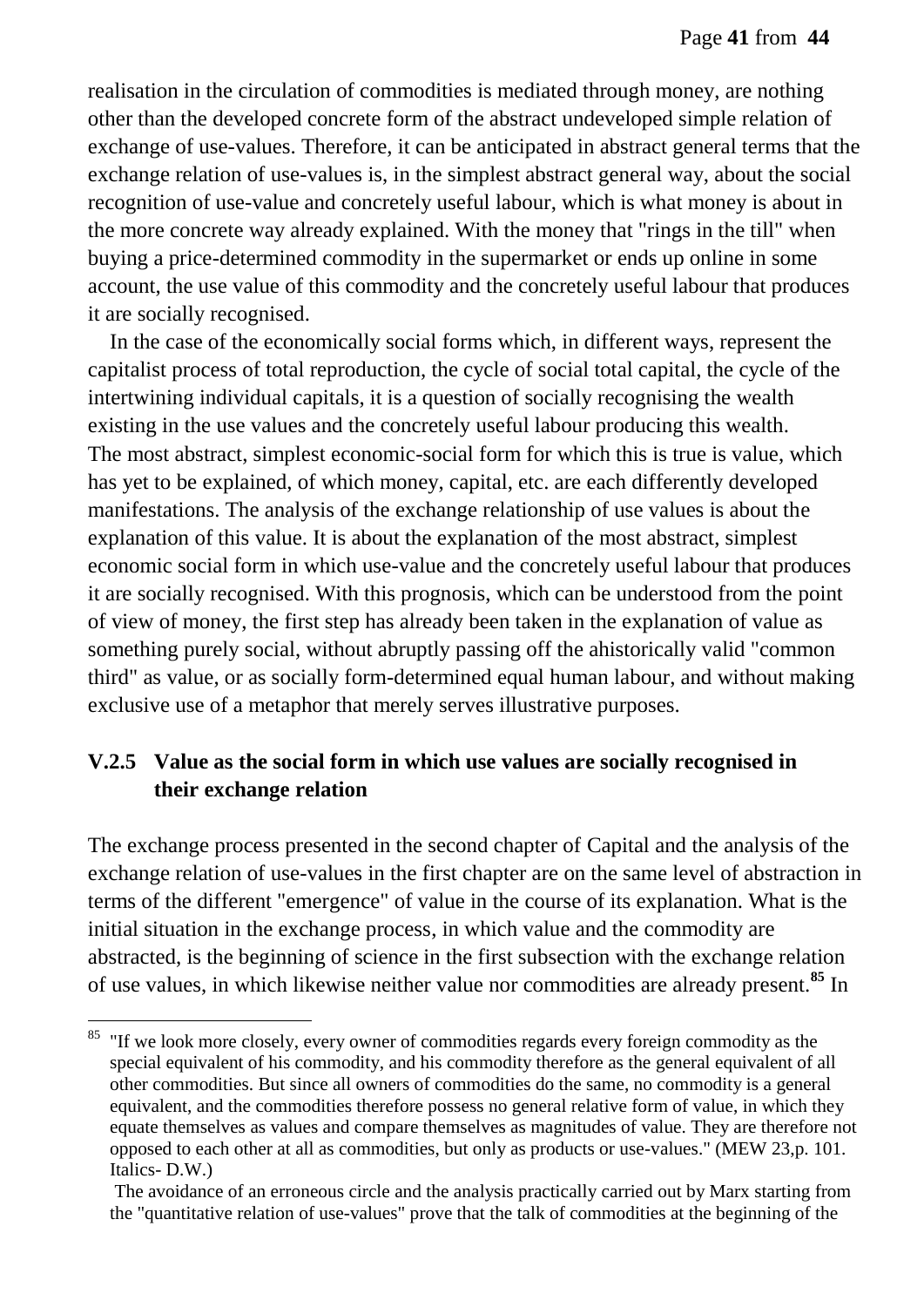realisation in the circulation of commodities is mediated through money, are nothing other than the developed concrete form of the abstract undeveloped simple relation of exchange of use-values. Therefore, it can be anticipated in abstract general terms that the exchange relation of use-values is, in the simplest abstract general way, about the social recognition of use-value and concretely useful labour, which is what money is about in the more concrete way already explained. With the money that "rings in the till" when buying a price-determined commodity in the supermarket or ends up online in some account, the use value of this commodity and the concretely useful labour that produces it are socially recognised.

In the case of the economically social forms which, in different ways, represent the capitalist process of total reproduction, the cycle of social total capital, the cycle of the intertwining individual capitals, it is a question of socially recognising the wealth existing in the use values and the concretely useful labour producing this wealth. The most abstract, simplest economic-social form for which this is true is value, which has yet to be explained, of which money, capital, etc. are each differently developed manifestations. The analysis of the exchange relationship of use values is about the explanation of this value. It is about the explanation of the most abstract, simplest economic social form in which use-value and the concretely useful labour that produces it are socially recognised. With this prognosis, which can be understood from the point of view of money, the first step has already been taken in the explanation of value as something purely social, without abruptly passing off the ahistorically valid "common third" as value, or as socially form-determined equal human labour, and without making exclusive use of a metaphor that merely serves illustrative purposes.

### V.2.5 Value as the social form in which use values are socially recognised in their exchange relation

The exchange process presented in the second chapter of Capital and the analysis of the exchange relation of use-values in the first chapter are on the same level of abstraction in terms of the different "emergence" of value in the course of its explanation. What is the initial situation in the exchange process, in which value and the commodity are abstracted, is the beginning of science in the first subsection with the exchange relation of use values, in which likewise neither value nor commodities are already present.[85] In

---

[85] "If we look more closely, every owner of commodities regards every foreign commodity as the special equivalent of his commodity, and his commodity therefore as the general equivalent of all other commodities. But since all owners of commodities do the same, no commodity is a general equivalent, and the commodities therefore possess no general relative form of value, in which they equate themselves as values and compare themselves as magnitudes of value. They are therefore not opposed to each other at all as commodities, but only as products or use-values." (MEW 23,p. 101. Italics- D.W.)

The avoidance of an erroneous circle and the analysis practically carried out by Marx starting from the "quantitative relation of use-values" prove that the talk of commodities at the beginning of the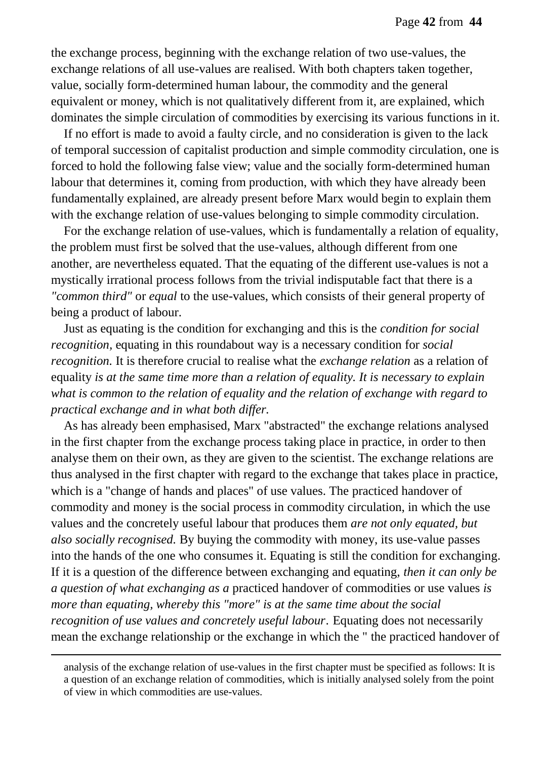the exchange process, beginning with the exchange relation of two use-values, the exchange relations of all use-values are realised. With both chapters taken together, value, socially form-determined human labour, the commodity and the general equivalent or money, which is not qualitatively different from it, are explained, which dominates the simple circulation of commodities by exercising its various functions in it.

If no effort is made to avoid a faulty circle, and no consideration is given to the lack of temporal succession of capitalist production and simple commodity circulation, one is forced to hold the following false view; value and the socially form-determined human labour that determines it, coming from production, with which they have already been fundamentally explained, are already present before Marx would begin to explain them with the exchange relation of use-values belonging to simple commodity circulation.

For the exchange relation of use-values, which is fundamentally a relation of equality, the problem must first be solved that the use-values, although different from one another, are nevertheless equated. That the equating of the different use-values is not a mystically irrational process follows from the trivial indisputable fact that there is a *"common third"* or *equal* to the use-values, which consists of their general property of being a product of labour.

Just as equating is the condition for exchanging and this is the *condition for social recognition,* equating in this roundabout way is a necessary condition for *social recognition.* It is therefore crucial to realise what the *exchange relation* as a relation of equality *is at the same time more than a relation of equality. It is necessary to explain what is common to the relation of equality and the relation of exchange with regard to practical exchange and in what both differ.*

As has already been emphasised, Marx "abstracted" the exchange relations analysed in the first chapter from the exchange process taking place in practice, in order to then analyse them on their own, as they are given to the scientist. The exchange relations are thus analysed in the first chapter with regard to the exchange that takes place in practice, which is a "change of hands and places" of use values. The practiced handover of commodity and money is the social process in commodity circulation, in which the use values and the concretely useful labour that produces them *are not only equated, but also socially recognised.* By buying the commodity with money, its use-value passes into the hands of the one who consumes it. Equating is still the condition for exchanging. If it is a question of the difference between exchanging and equating, *then it can only be a question of what exchanging as a* practiced handover of commodities or use values *is more than equating, whereby this "more" is at the same time about the social recognition of use values and concretely useful labour*. Equating does not necessarily mean the exchange relationship or the exchange in which the " the practiced handover of

analysis of the exchange relation of use-values in the first chapter must be specified as follows: It is a question of an exchange relation of commodities, which is initially analysed solely from the point of view in which commodities are use-values.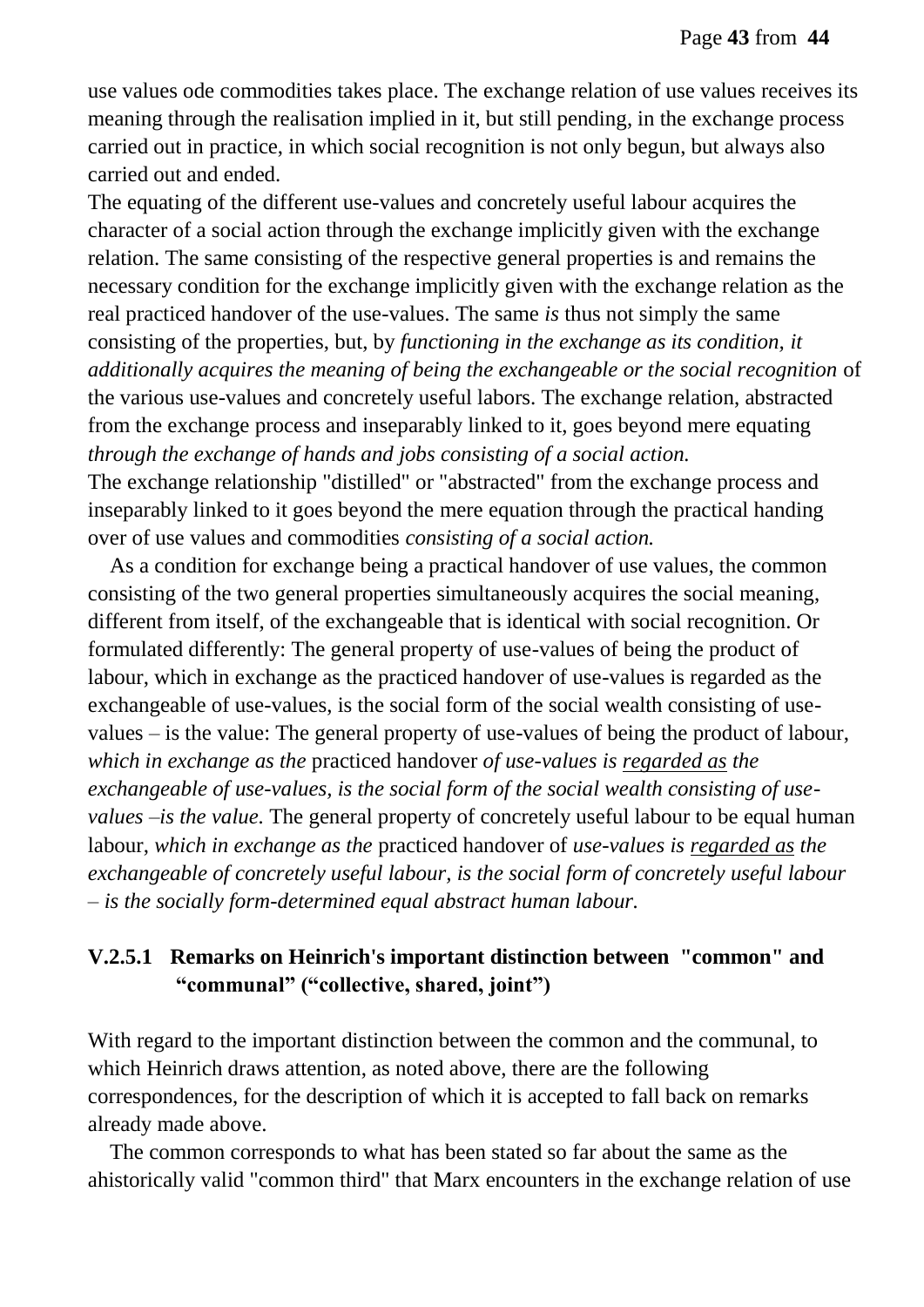use values ode commodities takes place. The exchange relation of use values receives its meaning through the realisation implied in it, but still pending, in the exchange process carried out in practice, in which social recognition is not only begun, but always also carried out and ended.

The equating of the different use-values and concretely useful labour acquires the character of a social action through the exchange implicitly given with the exchange relation. The same consisting of the respective general properties is and remains the necessary condition for the exchange implicitly given with the exchange relation as the real practiced handover of the use-values. The same *is* thus not simply the same consisting of the properties, but, by *functioning in the exchange as its condition, it additionally acquires the meaning of being the exchangeable or the social recognition* of the various use-values and concretely useful labors. The exchange relation, abstracted from the exchange process and inseparably linked to it, goes beyond mere equating *through the exchange of hands and jobs consisting of a social action.*

The exchange relationship "distilled" or "abstracted" from the exchange process and inseparably linked to it goes beyond the mere equation through the practical handing over of use values and commodities *consisting of a social action.*

As a condition for exchange being a practical handover of use values, the common consisting of the two general properties simultaneously acquires the social meaning, different from itself, of the exchangeable that is identical with social recognition. Or formulated differently: The general property of use-values of being the product of labour, which in exchange as the practiced handover of use-values is regarded as the exchangeable of use-values, is the social form of the social wealth consisting of use-values – is the value: The general property of use-values of being the product of labour, *which in exchange as the* practiced handover *of use-values is <u>regarded as</u> the exchangeable of use-values, is the social form of the social wealth consisting of use-values –is the value.* The general property of concretely useful labour to be equal human labour, *which in exchange as the* practiced handover of *use-values is <u>regarded as</u> the exchangeable of concretely useful labour, is the social form of concretely useful labour – is the socially form-determined equal abstract human labour.*

### V.2.5.1 Remarks on Heinrich's important distinction between "common" and "communal" ("collective, shared, joint")

With regard to the important distinction between the common and the communal, to which Heinrich draws attention, as noted above, there are the following correspondences, for the description of which it is accepted to fall back on remarks already made above.

The common corresponds to what has been stated so far about the same as the ahistorically valid "common third" that Marx encounters in the exchange relation of use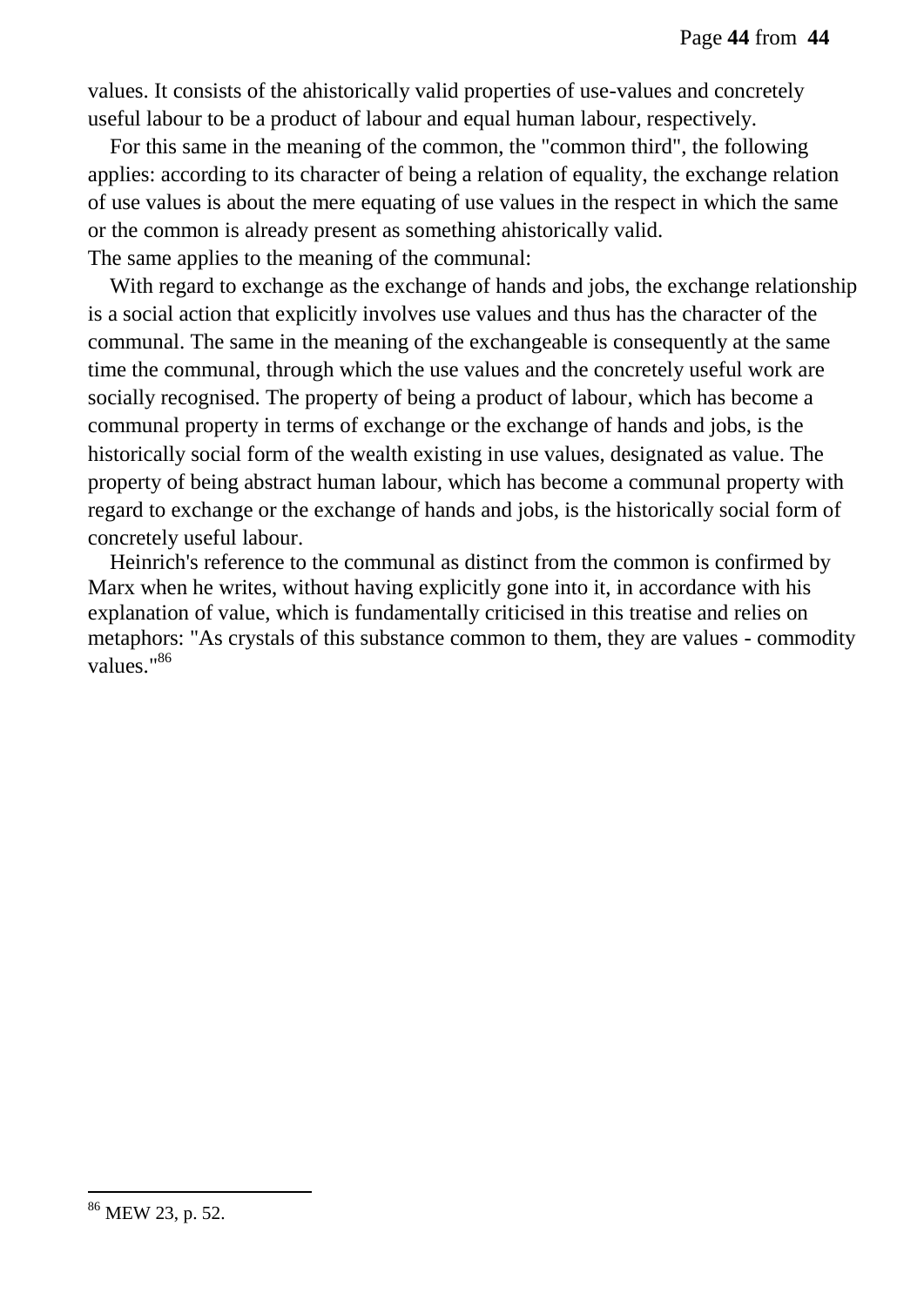values. It consists of the ahistorically valid properties of use-values and concretely useful labour to be a product of labour and equal human labour, respectively.

For this same in the meaning of the common, the "common third", the following applies: according to its character of being a relation of equality, the exchange relation of use values is about the mere equating of use values in the respect in which the same or the common is already present as something ahistorically valid.
The same applies to the meaning of the communal:

With regard to exchange as the exchange of hands and jobs, the exchange relationship is a social action that explicitly involves use values and thus has the character of the communal. The same in the meaning of the exchangeable is consequently at the same time the communal, through which the use values and the concretely useful work are socially recognised. The property of being a product of labour, which has become a communal property in terms of exchange or the exchange of hands and jobs, is the historically social form of the wealth existing in use values, designated as value. The property of being abstract human labour, which has become a communal property with regard to exchange or the exchange of hands and jobs, is the historically social form of concretely useful labour.

Heinrich's reference to the communal as distinct from the common is confirmed by Marx when he writes, without having explicitly gone into it, in accordance with his explanation of value, which is fundamentally criticised in this treatise and relies on metaphors: "As crystals of this substance common to them, they are values - commodity values."[86]

[86] MEW 23, p. 52.